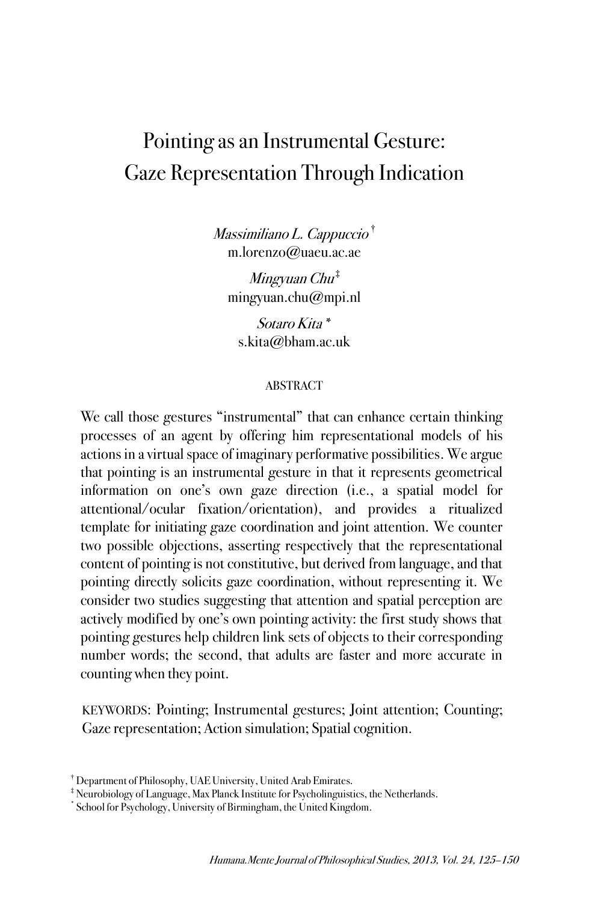# Pointing as an Instrumental Gesture: Gaze Representation Through Indication

*Massimiliano L. Cappuccio* [†]
m.lorenzo@uaeu.ac.ae

*Mingyuan Chu* [‡]
mingyuan.chu@mpi.nl

*Sotaro Kita* [*]
s.kita@bham.ac.uk

## ABSTRACT

We call those gestures "instrumental" that can enhance certain thinking processes of an agent by offering him representational models of his actions in a virtual space of imaginary performative possibilities. We argue that pointing is an instrumental gesture in that it represents geometrical information on one's own gaze direction (i.e., a spatial model for attentional/ocular fixation/orientation), and provides a ritualized template for initiating gaze coordination and joint attention. We counter two possible objections, asserting respectively that the representational content of pointing is not constitutive, but derived from language, and that pointing directly solicits gaze coordination, without representing it. We consider two studies suggesting that attention and spatial perception are actively modified by one's own pointing activity: the first study shows that pointing gestures help children link sets of objects to their corresponding number words; the second, that adults are faster and more accurate in counting when they point.

KEYWORDS: Pointing; Instrumental gestures; Joint attention; Counting; Gaze representation; Action simulation; Spatial cognition.

[†] Department of Philosophy, UAE University, United Arab Emirates.
[‡] Neurobiology of Language, Max Planck Institute for Psycholinguistics, the Netherlands.
[*] School for Psychology, University of Birmingham, the United Kingdom.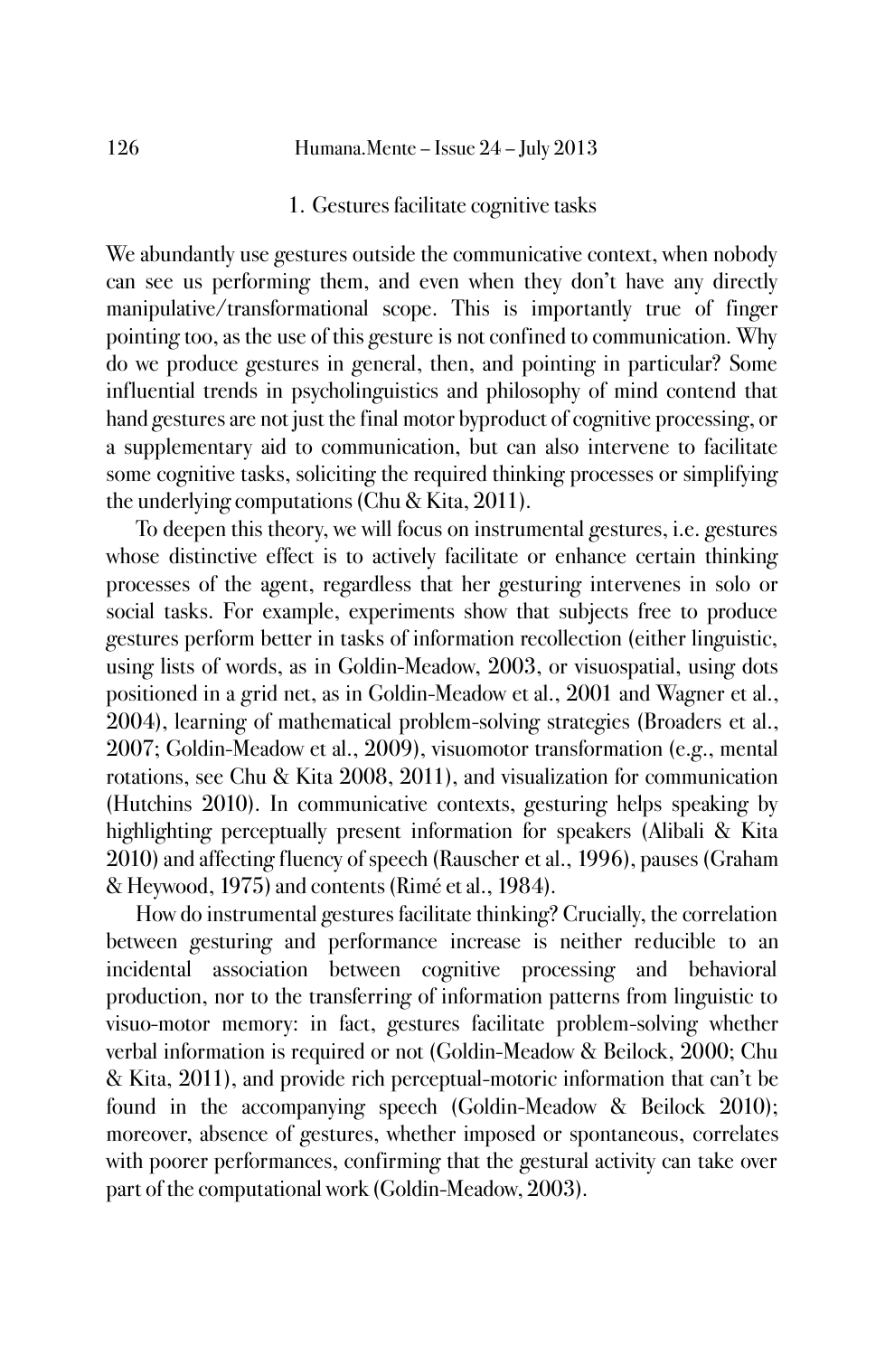## 1. Gestures facilitate cognitive tasks

We abundantly use gestures outside the communicative context, when nobody can see us performing them, and even when they don't have any directly manipulative/transformational scope. This is importantly true of finger pointing too, as the use of this gesture is not confined to communication. Why do we produce gestures in general, then, and pointing in particular? Some influential trends in psycholinguistics and philosophy of mind contend that hand gestures are not just the final motor byproduct of cognitive processing, or a supplementary aid to communication, but can also intervene to facilitate some cognitive tasks, soliciting the required thinking processes or simplifying the underlying computations (Chu & Kita, 2011).

To deepen this theory, we will focus on instrumental gestures, i.e. gestures whose distinctive effect is to actively facilitate or enhance certain thinking processes of the agent, regardless that her gesturing intervenes in solo or social tasks. For example, experiments show that subjects free to produce gestures perform better in tasks of information recollection (either linguistic, using lists of words, as in Goldin-Meadow, 2003, or visuospatial, using dots positioned in a grid net, as in Goldin-Meadow et al., 2001 and Wagner et al., 2004), learning of mathematical problem-solving strategies (Broaders et al., 2007; Goldin-Meadow et al., 2009), visuomotor transformation (e.g., mental rotations, see Chu & Kita 2008, 2011), and visualization for communication (Hutchins 2010). In communicative contexts, gesturing helps speaking by highlighting perceptually present information for speakers (Alibali & Kita 2010) and affecting fluency of speech (Rauscher et al., 1996), pauses (Graham & Heywood, 1975) and contents (Rimé et al., 1984).

How do instrumental gestures facilitate thinking? Crucially, the correlation between gesturing and performance increase is neither reducible to an incidental association between cognitive processing and behavioral production, nor to the transferring of information patterns from linguistic to visuo-motor memory: in fact, gestures facilitate problem-solving whether verbal information is required or not (Goldin-Meadow & Beilock, 2000; Chu & Kita, 2011), and provide rich perceptual-motoric information that can't be found in the accompanying speech (Goldin-Meadow & Beilock 2010); moreover, absence of gestures, whether imposed or spontaneous, correlates with poorer performances, confirming that the gestural activity can take over part of the computational work (Goldin-Meadow, 2003).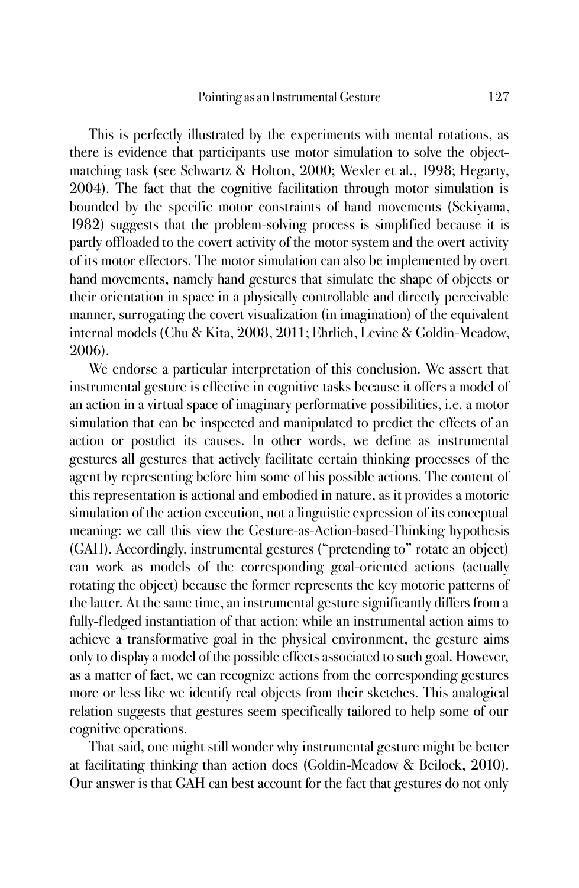This is perfectly illustrated by the experiments with mental rotations, as there is evidence that participants use motor simulation to solve the object-matching task (see Schwartz & Holton, 2000; Wexler et al., 1998; Hegarty, 2004). The fact that the cognitive facilitation through motor simulation is bounded by the specific motor constraints of hand movements (Sekiyama, 1982) suggests that the problem-solving process is simplified because it is partly offloaded to the covert activity of the motor system and the overt activity of its motor effectors. The motor simulation can also be implemented by overt hand movements, namely hand gestures that simulate the shape of objects or their orientation in space in a physically controllable and directly perceivable manner, surrogating the covert visualization (in imagination) of the equivalent internal models (Chu & Kita, 2008, 2011; Ehrlich, Levine & Goldin-Meadow, 2006).

We endorse a particular interpretation of this conclusion. We assert that instrumental gesture is effective in cognitive tasks because it offers a model of an action in a virtual space of imaginary performative possibilities, i.e. a motor simulation that can be inspected and manipulated to predict the effects of an action or postdict its causes. In other words, we define as instrumental gestures all gestures that actively facilitate certain thinking processes of the agent by representing before him some of his possible actions. The content of this representation is actional and embodied in nature, as it provides a motoric simulation of the action execution, not a linguistic expression of its conceptual meaning: we call this view the Gesture-as-Action-based-Thinking hypothesis (GAH). Accordingly, instrumental gestures ("pretending to" rotate an object) can work as models of the corresponding goal-oriented actions (actually rotating the object) because the former represents the key motoric patterns of the latter. At the same time, an instrumental gesture significantly differs from a fully-fledged instantiation of that action: while an instrumental action aims to achieve a transformative goal in the physical environment, the gesture aims only to display a model of the possible effects associated to such goal. However, as a matter of fact, we can recognize actions from the corresponding gestures more or less like we identify real objects from their sketches. This analogical relation suggests that gestures seem specifically tailored to help some of our cognitive operations.

That said, one might still wonder why instrumental gesture might be better at facilitating thinking than action does (Goldin-Meadow & Beilock, 2010). Our answer is that GAH can best account for the fact that gestures do not only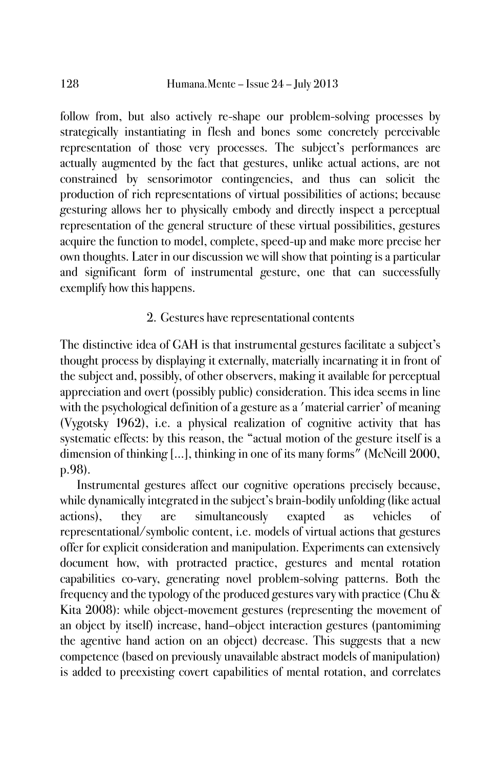follow from, but also actively re-shape our problem-solving processes by strategically instantiating in flesh and bones some concretely perceivable representation of those very processes. The subject's performances are actually augmented by the fact that gestures, unlike actual actions, are not constrained by sensorimotor contingencies, and thus can solicit the production of rich representations of virtual possibilities of actions; because gesturing allows her to physically embody and directly inspect a perceptual representation of the general structure of these virtual possibilities, gestures acquire the function to model, complete, speed-up and make more precise her own thoughts. Later in our discussion we will show that pointing is a particular and significant form of instrumental gesture, one that can successfully exemplify how this happens.

## 2. Gestures have representational contents

The distinctive idea of GAH is that instrumental gestures facilitate a subject's thought process by displaying it externally, materially incarnating it in front of the subject and, possibly, of other observers, making it available for perceptual appreciation and overt (possibly public) consideration. This idea seems in line with the psychological definition of a gesture as a ′material carrier' of meaning (Vygotsky 1962), i.e. a physical realization of cognitive activity that has systematic effects: by this reason, the "actual motion of the gesture itself is a dimension of thinking [...], thinking in one of its many forms″ (McNeill 2000, p.98).

Instrumental gestures affect our cognitive operations precisely because, while dynamically integrated in the subject's brain-bodily unfolding (like actual actions), they are simultaneously exapted as vehicles of representational/symbolic content, i.e. models of virtual actions that gestures offer for explicit consideration and manipulation. Experiments can extensively document how, with protracted practice, gestures and mental rotation capabilities co-vary, generating novel problem-solving patterns. Both the frequency and the typology of the produced gestures vary with practice (Chu & Kita 2008): while object-movement gestures (representing the movement of an object by itself) increase, hand–object interaction gestures (pantomiming the agentive hand action on an object) decrease. This suggests that a new competence (based on previously unavailable abstract models of manipulation) is added to preexisting covert capabilities of mental rotation, and correlates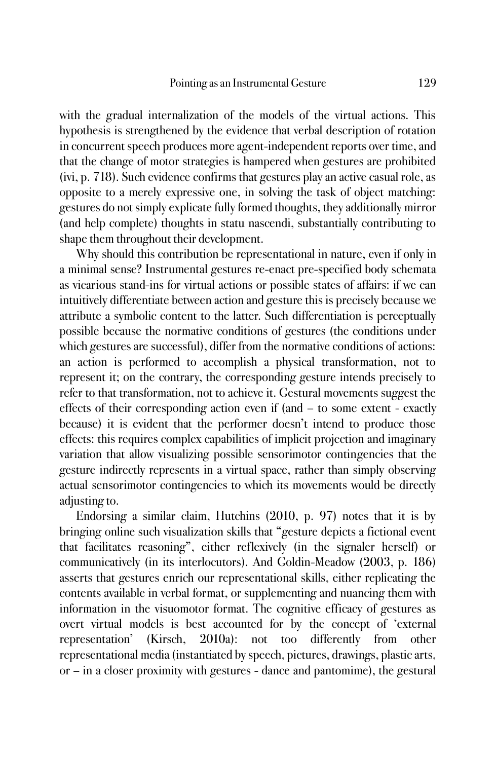with the gradual internalization of the models of the virtual actions. This hypothesis is strengthened by the evidence that verbal description of rotation in concurrent speech produces more agent-independent reports over time, and that the change of motor strategies is hampered when gestures are prohibited (ivi, p. 718). Such evidence confirms that gestures play an active casual role, as opposite to a merely expressive one, in solving the task of object matching: gestures do not simply explicate fully formed thoughts, they additionally mirror (and help complete) thoughts in statu nascendi, substantially contributing to shape them throughout their development.

Why should this contribution be representational in nature, even if only in a minimal sense? Instrumental gestures re-enact pre-specified body schemata as vicarious stand-ins for virtual actions or possible states of affairs: if we can intuitively differentiate between action and gesture this is precisely because we attribute a symbolic content to the latter. Such differentiation is perceptually possible because the normative conditions of gestures (the conditions under which gestures are successful), differ from the normative conditions of actions: an action is performed to accomplish a physical transformation, not to represent it; on the contrary, the corresponding gesture intends precisely to refer to that transformation, not to achieve it. Gestural movements suggest the effects of their corresponding action even if (and – to some extent - exactly because) it is evident that the performer doesn't intend to produce those effects: this requires complex capabilities of implicit projection and imaginary variation that allow visualizing possible sensorimotor contingencies that the gesture indirectly represents in a virtual space, rather than simply observing actual sensorimotor contingencies to which its movements would be directly adjusting to.

Endorsing a similar claim, Hutchins (2010, p. 97) notes that it is by bringing online such visualization skills that "gesture depicts a fictional event that facilitates reasoning", either reflexively (in the signaler herself) or communicatively (in its interlocutors). And Goldin-Meadow (2003, p. 186) asserts that gestures enrich our representational skills, either replicating the contents available in verbal format, or supplementing and nuancing them with information in the visuomotor format. The cognitive efficacy of gestures as overt virtual models is best accounted for by the concept of 'external representation' (Kirsch, 2010a): not too differently from other representational media (instantiated by speech, pictures, drawings, plastic arts, or – in a closer proximity with gestures - dance and pantomime), the gestural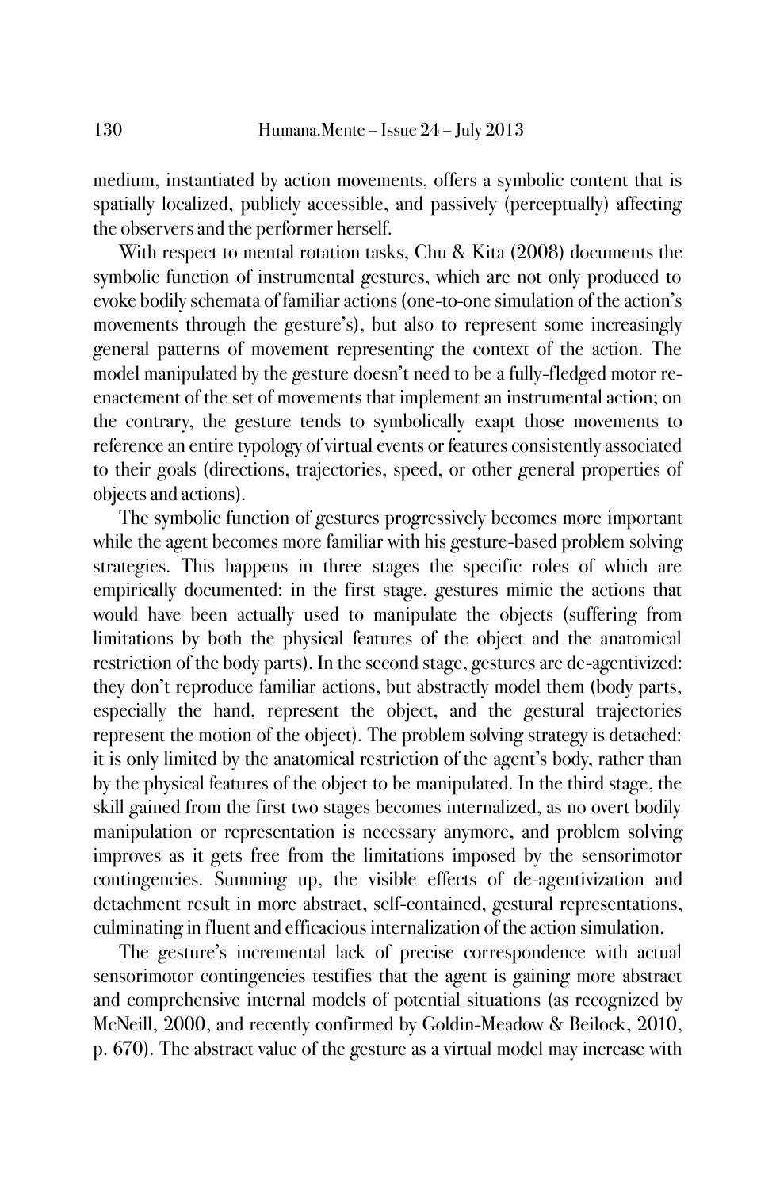medium, instantiated by action movements, offers a symbolic content that is spatially localized, publicly accessible, and passively (perceptually) affecting the observers and the performer herself.

With respect to mental rotation tasks, Chu & Kita (2008) documents the symbolic function of instrumental gestures, which are not only produced to evoke bodily schemata of familiar actions (one-to-one simulation of the action's movements through the gesture's), but also to represent some increasingly general patterns of movement representing the context of the action. The model manipulated by the gesture doesn't need to be a fully-fledged motor re-enactement of the set of movements that implement an instrumental action; on the contrary, the gesture tends to symbolically exapt those movements to reference an entire typology of virtual events or features consistently associated to their goals (directions, trajectories, speed, or other general properties of objects and actions).

The symbolic function of gestures progressively becomes more important while the agent becomes more familiar with his gesture-based problem solving strategies. This happens in three stages the specific roles of which are empirically documented: in the first stage, gestures mimic the actions that would have been actually used to manipulate the objects (suffering from limitations by both the physical features of the object and the anatomical restriction of the body parts). In the second stage, gestures are de-agentivized: they don't reproduce familiar actions, but abstractly model them (body parts, especially the hand, represent the object, and the gestural trajectories represent the motion of the object). The problem solving strategy is detached: it is only limited by the anatomical restriction of the agent's body, rather than by the physical features of the object to be manipulated. In the third stage, the skill gained from the first two stages becomes internalized, as no overt bodily manipulation or representation is necessary anymore, and problem solving improves as it gets free from the limitations imposed by the sensorimotor contingencies. Summing up, the visible effects of de-agentivization and detachment result in more abstract, self-contained, gestural representations, culminating in fluent and efficacious internalization of the action simulation.

The gesture's incremental lack of precise correspondence with actual sensorimotor contingencies testifies that the agent is gaining more abstract and comprehensive internal models of potential situations (as recognized by McNeill, 2000, and recently confirmed by Goldin-Meadow & Beilock, 2010, p. 670). The abstract value of the gesture as a virtual model may increase with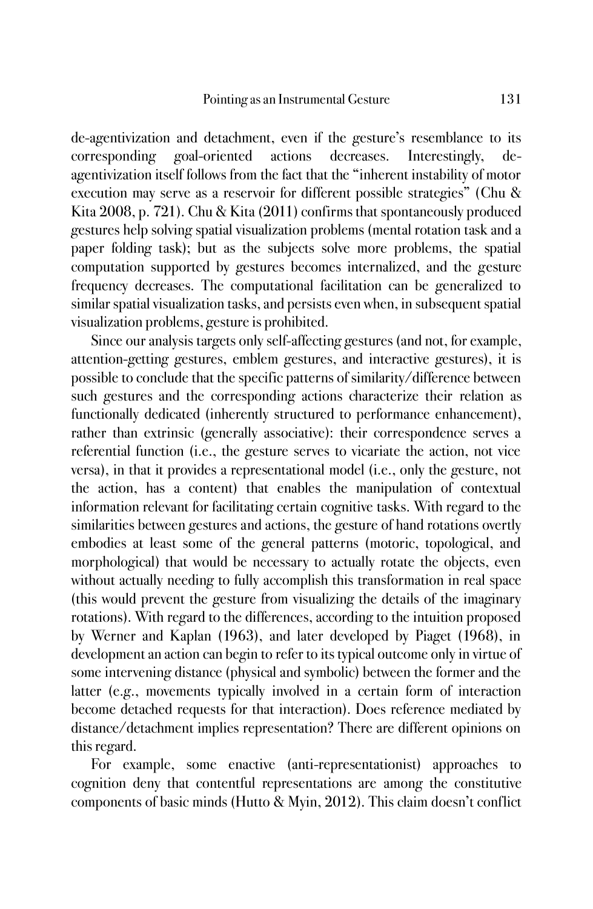de-agentivization and detachment, even if the gesture's resemblance to its corresponding goal-oriented actions decreases. Interestingly, de-agentivization itself follows from the fact that the "inherent instability of motor execution may serve as a reservoir for different possible strategies" (Chu & Kita 2008, p. 721). Chu & Kita (2011) confirms that spontaneously produced gestures help solving spatial visualization problems (mental rotation task and a paper folding task); but as the subjects solve more problems, the spatial computation supported by gestures becomes internalized, and the gesture frequency decreases. The computational facilitation can be generalized to similar spatial visualization tasks, and persists even when, in subsequent spatial visualization problems, gesture is prohibited.

Since our analysis targets only self-affecting gestures (and not, for example, attention-getting gestures, emblem gestures, and interactive gestures), it is possible to conclude that the specific patterns of similarity/difference between such gestures and the corresponding actions characterize their relation as functionally dedicated (inherently structured to performance enhancement), rather than extrinsic (generally associative): their correspondence serves a referential function (i.e., the gesture serves to vicariate the action, not vice versa), in that it provides a representational model (i.e., only the gesture, not the action, has a content) that enables the manipulation of contextual information relevant for facilitating certain cognitive tasks. With regard to the similarities between gestures and actions, the gesture of hand rotations overtly embodies at least some of the general patterns (motoric, topological, and morphological) that would be necessary to actually rotate the objects, even without actually needing to fully accomplish this transformation in real space (this would prevent the gesture from visualizing the details of the imaginary rotations). With regard to the differences, according to the intuition proposed by Werner and Kaplan (1963), and later developed by Piaget (1968), in development an action can begin to refer to its typical outcome only in virtue of some intervening distance (physical and symbolic) between the former and the latter (e.g., movements typically involved in a certain form of interaction become detached requests for that interaction). Does reference mediated by distance/detachment implies representation? There are different opinions on this regard.

For example, some enactive (anti-representationist) approaches to cognition deny that contentful representations are among the constitutive components of basic minds (Hutto & Myin, 2012). This claim doesn't conflict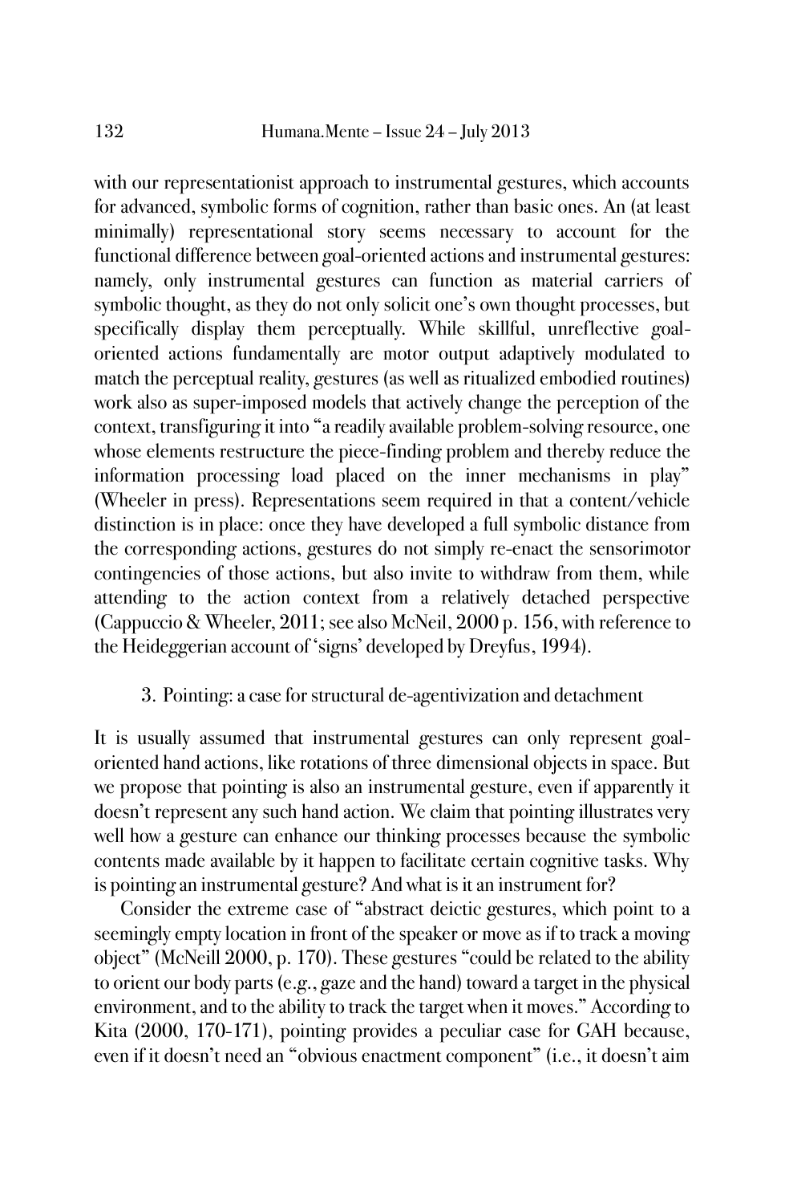with our representationist approach to instrumental gestures, which accounts for advanced, symbolic forms of cognition, rather than basic ones. An (at least minimally) representational story seems necessary to account for the functional difference between goal-oriented actions and instrumental gestures: namely, only instrumental gestures can function as material carriers of symbolic thought, as they do not only solicit one's own thought processes, but specifically display them perceptually. While skillful, unreflective goal-oriented actions fundamentally are motor output adaptively modulated to match the perceptual reality, gestures (as well as ritualized embodied routines) work also as super-imposed models that actively change the perception of the context, transfiguring it into "a readily available problem-solving resource, one whose elements restructure the piece-finding problem and thereby reduce the information processing load placed on the inner mechanisms in play" (Wheeler in press). Representations seem required in that a content/vehicle distinction is in place: once they have developed a full symbolic distance from the corresponding actions, gestures do not simply re-enact the sensorimotor contingencies of those actions, but also invite to withdraw from them, while attending to the action context from a relatively detached perspective (Cappuccio & Wheeler, 2011; see also McNeil, 2000 p. 156, with reference to the Heideggerian account of 'signs' developed by Dreyfus, 1994).

## 3. Pointing: a case for structural de-agentivization and detachment

It is usually assumed that instrumental gestures can only represent goal-oriented hand actions, like rotations of three dimensional objects in space. But we propose that pointing is also an instrumental gesture, even if apparently it doesn't represent any such hand action. We claim that pointing illustrates very well how a gesture can enhance our thinking processes because the symbolic contents made available by it happen to facilitate certain cognitive tasks. Why is pointing an instrumental gesture? And what is it an instrument for?

Consider the extreme case of "abstract deictic gestures, which point to a seemingly empty location in front of the speaker or move as if to track a moving object" (McNeill 2000, p. 170). These gestures "could be related to the ability to orient our body parts (e.g., gaze and the hand) toward a target in the physical environment, and to the ability to track the target when it moves." According to Kita (2000, 170-171), pointing provides a peculiar case for GAH because, even if it doesn't need an "obvious enactment component" (i.e., it doesn't aim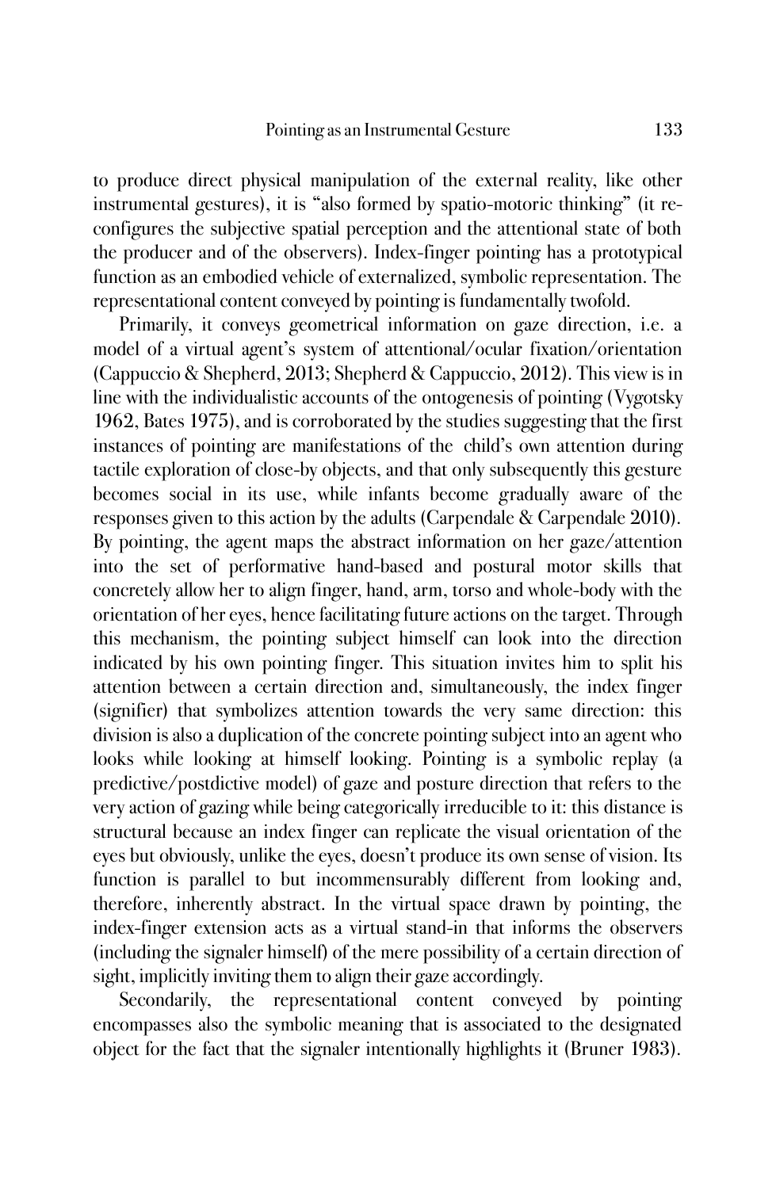to produce direct physical manipulation of the external reality, like other instrumental gestures), it is "also formed by spatio-motoric thinking" (it reconfigures the subjective spatial perception and the attentional state of both the producer and of the observers). Index-finger pointing has a prototypical function as an embodied vehicle of externalized, symbolic representation. The representational content conveyed by pointing is fundamentally twofold.

Primarily, it conveys geometrical information on gaze direction, i.e. a model of a virtual agent's system of attentional/ocular fixation/orientation (Cappuccio & Shepherd, 2013; Shepherd & Cappuccio, 2012). This view is in line with the individualistic accounts of the ontogenesis of pointing (Vygotsky 1962, Bates 1975), and is corroborated by the studies suggesting that the first instances of pointing are manifestations of the child's own attention during tactile exploration of close-by objects, and that only subsequently this gesture becomes social in its use, while infants become gradually aware of the responses given to this action by the adults (Carpendale & Carpendale 2010). By pointing, the agent maps the abstract information on her gaze/attention into the set of performative hand-based and postural motor skills that concretely allow her to align finger, hand, arm, torso and whole-body with the orientation of her eyes, hence facilitating future actions on the target. Through this mechanism, the pointing subject himself can look into the direction indicated by his own pointing finger. This situation invites him to split his attention between a certain direction and, simultaneously, the index finger (signifier) that symbolizes attention towards the very same direction: this division is also a duplication of the concrete pointing subject into an agent who looks while looking at himself looking. Pointing is a symbolic replay (a predictive/postdictive model) of gaze and posture direction that refers to the very action of gazing while being categorically irreducible to it: this distance is structural because an index finger can replicate the visual orientation of the eyes but obviously, unlike the eyes, doesn't produce its own sense of vision. Its function is parallel to but incommensurably different from looking and, therefore, inherently abstract. In the virtual space drawn by pointing, the index-finger extension acts as a virtual stand-in that informs the observers (including the signaler himself) of the mere possibility of a certain direction of sight, implicitly inviting them to align their gaze accordingly.

Secondarily, the representational content conveyed by pointing encompasses also the symbolic meaning that is associated to the designated object for the fact that the signaler intentionally highlights it (Bruner 1983).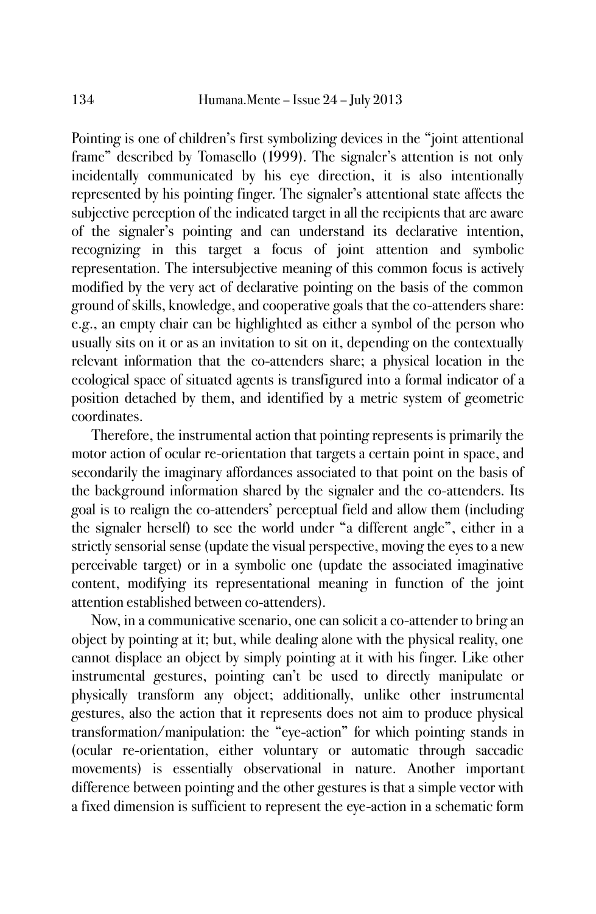Pointing is one of children's first symbolizing devices in the "joint attentional frame" described by Tomasello (1999). The signaler's attention is not only incidentally communicated by his eye direction, it is also intentionally represented by his pointing finger. The signaler's attentional state affects the subjective perception of the indicated target in all the recipients that are aware of the signaler's pointing and can understand its declarative intention, recognizing in this target a focus of joint attention and symbolic representation. The intersubjective meaning of this common focus is actively modified by the very act of declarative pointing on the basis of the common ground of skills, knowledge, and cooperative goals that the co-attenders share: e.g., an empty chair can be highlighted as either a symbol of the person who usually sits on it or as an invitation to sit on it, depending on the contextually relevant information that the co-attenders share; a physical location in the ecological space of situated agents is transfigured into a formal indicator of a position detached by them, and identified by a metric system of geometric coordinates.

Therefore, the instrumental action that pointing represents is primarily the motor action of ocular re-orientation that targets a certain point in space, and secondarily the imaginary affordances associated to that point on the basis of the background information shared by the signaler and the co-attenders. Its goal is to realign the co-attenders' perceptual field and allow them (including the signaler herself) to see the world under "a different angle", either in a strictly sensorial sense (update the visual perspective, moving the eyes to a new perceivable target) or in a symbolic one (update the associated imaginative content, modifying its representational meaning in function of the joint attention established between co-attenders).

Now, in a communicative scenario, one can solicit a co-attender to bring an object by pointing at it; but, while dealing alone with the physical reality, one cannot displace an object by simply pointing at it with his finger. Like other instrumental gestures, pointing can't be used to directly manipulate or physically transform any object; additionally, unlike other instrumental gestures, also the action that it represents does not aim to produce physical transformation/manipulation: the "eye-action" for which pointing stands in (ocular re-orientation, either voluntary or automatic through saccadic movements) is essentially observational in nature. Another important difference between pointing and the other gestures is that a simple vector with a fixed dimension is sufficient to represent the eye-action in a schematic form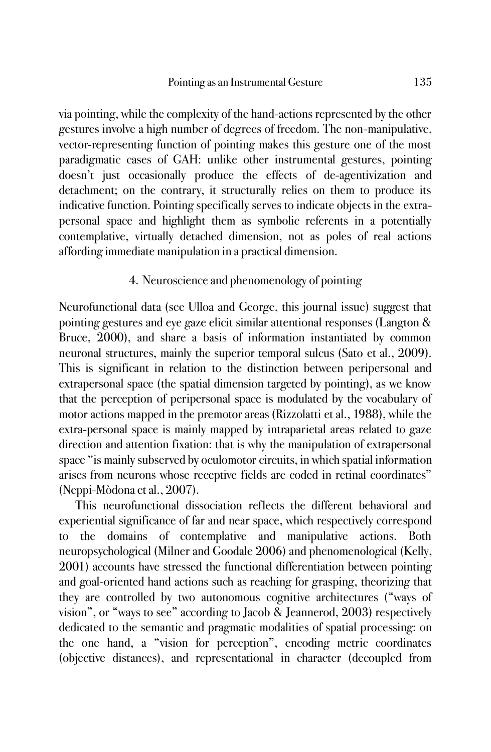via pointing, while the complexity of the hand-actions represented by the other gestures involve a high number of degrees of freedom. The non-manipulative, vector-representing function of pointing makes this gesture one of the most paradigmatic cases of GAH: unlike other instrumental gestures, pointing doesn't just occasionally produce the effects of de-agentivization and detachment; on the contrary, it structurally relies on them to produce its indicative function. Pointing specifically serves to indicate objects in the extra-personal space and highlight them as symbolic referents in a potentially contemplative, virtually detached dimension, not as poles of real actions affording immediate manipulation in a practical dimension.

## 4. Neuroscience and phenomenology of pointing

Neurofunctional data (see Ulloa and George, this journal issue) suggest that pointing gestures and eye gaze elicit similar attentional responses (Langton & Bruce, 2000), and share a basis of information instantiated by common neuronal structures, mainly the superior temporal sulcus (Sato et al., 2009). This is significant in relation to the distinction between peripersonal and extrapersonal space (the spatial dimension targeted by pointing), as we know that the perception of peripersonal space is modulated by the vocabulary of motor actions mapped in the premotor areas (Rizzolatti et al., 1988), while the extra-personal space is mainly mapped by intraparietal areas related to gaze direction and attention fixation: that is why the manipulation of extrapersonal space "is mainly subserved by oculomotor circuits, in which spatial information arises from neurons whose receptive fields are coded in retinal coordinates" (Neppi-Mòdona et al., 2007).

This neurofunctional dissociation reflects the different behavioral and experiential significance of far and near space, which respectively correspond to the domains of contemplative and manipulative actions. Both neuropsychological (Milner and Goodale 2006) and phenomenological (Kelly, 2001) accounts have stressed the functional differentiation between pointing and goal-oriented hand actions such as reaching for grasping, theorizing that they are controlled by two autonomous cognitive architectures ("ways of vision", or "ways to see" according to Jacob & Jeannerod, 2003) respectively dedicated to the semantic and pragmatic modalities of spatial processing: on the one hand, a "vision for perception", encoding metric coordinates (objective distances), and representational in character (decoupled from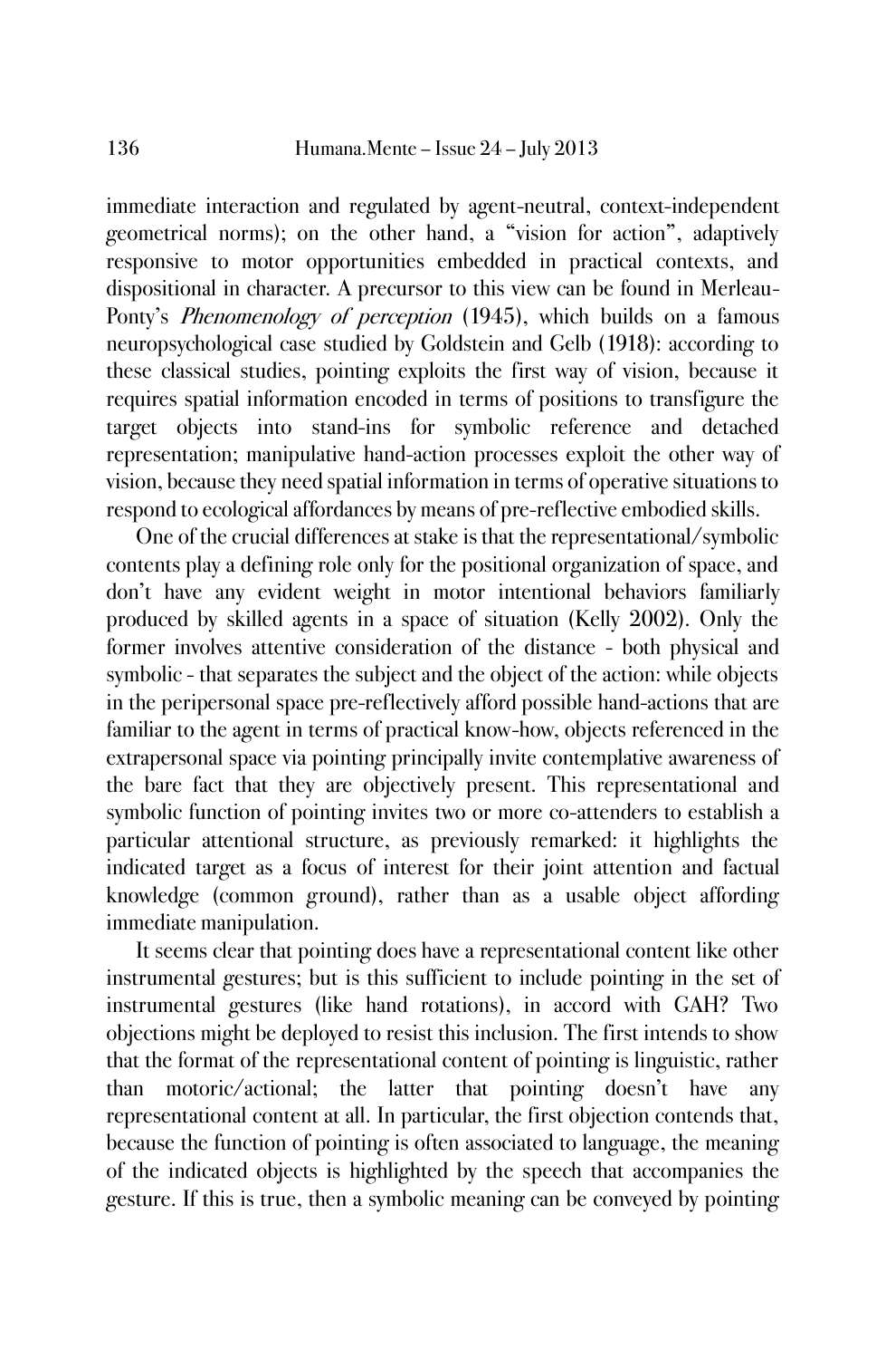immediate interaction and regulated by agent-neutral, context-independent geometrical norms); on the other hand, a "vision for action", adaptively responsive to motor opportunities embedded in practical contexts, and dispositional in character. A precursor to this view can be found in Merleau-Ponty's *Phenomenology of perception* (1945), which builds on a famous neuropsychological case studied by Goldstein and Gelb (1918): according to these classical studies, pointing exploits the first way of vision, because it requires spatial information encoded in terms of positions to transfigure the target objects into stand-ins for symbolic reference and detached representation; manipulative hand-action processes exploit the other way of vision, because they need spatial information in terms of operative situations to respond to ecological affordances by means of pre-reflective embodied skills.

One of the crucial differences at stake is that the representational/symbolic contents play a defining role only for the positional organization of space, and don't have any evident weight in motor intentional behaviors familiarly produced by skilled agents in a space of situation (Kelly 2002). Only the former involves attentive consideration of the distance - both physical and symbolic - that separates the subject and the object of the action: while objects in the peripersonal space pre-reflectively afford possible hand-actions that are familiar to the agent in terms of practical know-how, objects referenced in the extrapersonal space via pointing principally invite contemplative awareness of the bare fact that they are objectively present. This representational and symbolic function of pointing invites two or more co-attenders to establish a particular attentional structure, as previously remarked: it highlights the indicated target as a focus of interest for their joint attention and factual knowledge (common ground), rather than as a usable object affording immediate manipulation.

It seems clear that pointing does have a representational content like other instrumental gestures; but is this sufficient to include pointing in the set of instrumental gestures (like hand rotations), in accord with GAH? Two objections might be deployed to resist this inclusion. The first intends to show that the format of the representational content of pointing is linguistic, rather than motoric/actional; the latter that pointing doesn't have any representational content at all. In particular, the first objection contends that, because the function of pointing is often associated to language, the meaning of the indicated objects is highlighted by the speech that accompanies the gesture. If this is true, then a symbolic meaning can be conveyed by pointing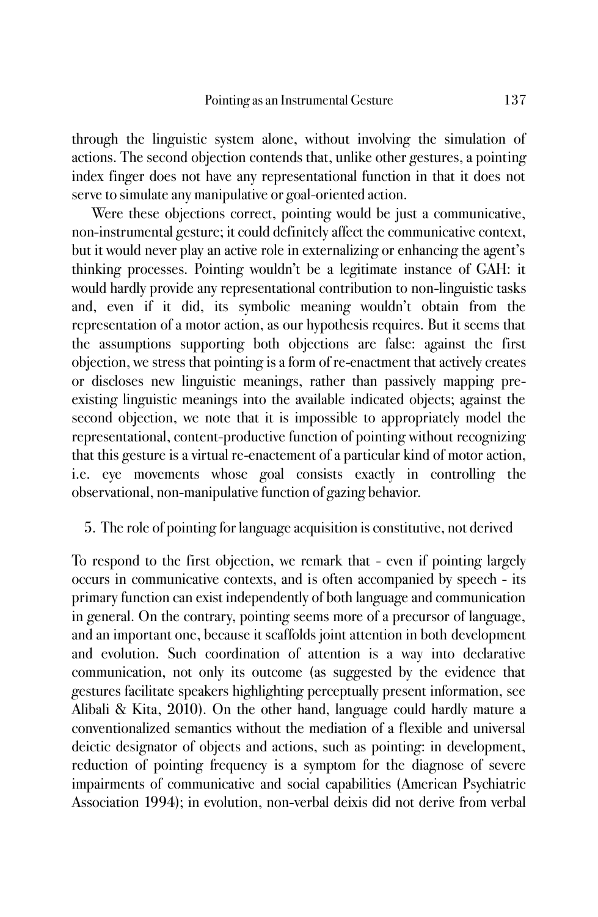through the linguistic system alone, without involving the simulation of actions. The second objection contends that, unlike other gestures, a pointing index finger does not have any representational function in that it does not serve to simulate any manipulative or goal-oriented action.

Were these objections correct, pointing would be just a communicative, non-instrumental gesture; it could definitely affect the communicative context, but it would never play an active role in externalizing or enhancing the agent's thinking processes. Pointing wouldn't be a legitimate instance of GAH: it would hardly provide any representational contribution to non-linguistic tasks and, even if it did, its symbolic meaning wouldn't obtain from the representation of a motor action, as our hypothesis requires. But it seems that the assumptions supporting both objections are false: against the first objection, we stress that pointing is a form of re-enactment that actively creates or discloses new linguistic meanings, rather than passively mapping pre-existing linguistic meanings into the available indicated objects; against the second objection, we note that it is impossible to appropriately model the representational, content-productive function of pointing without recognizing that this gesture is a virtual re-enactement of a particular kind of motor action, i.e. eye movements whose goal consists exactly in controlling the observational, non-manipulative function of gazing behavior.

## 5. The role of pointing for language acquisition is constitutive, not derived

To respond to the first objection, we remark that - even if pointing largely occurs in communicative contexts, and is often accompanied by speech - its primary function can exist independently of both language and communication in general. On the contrary, pointing seems more of a precursor of language, and an important one, because it scaffolds joint attention in both development and evolution. Such coordination of attention is a way into declarative communication, not only its outcome (as suggested by the evidence that gestures facilitate speakers highlighting perceptually present information, see Alibali & Kita, 2010). On the other hand, language could hardly mature a conventionalized semantics without the mediation of a flexible and universal deictic designator of objects and actions, such as pointing: in development, reduction of pointing frequency is a symptom for the diagnose of severe impairments of communicative and social capabilities (American Psychiatric Association 1994); in evolution, non-verbal deixis did not derive from verbal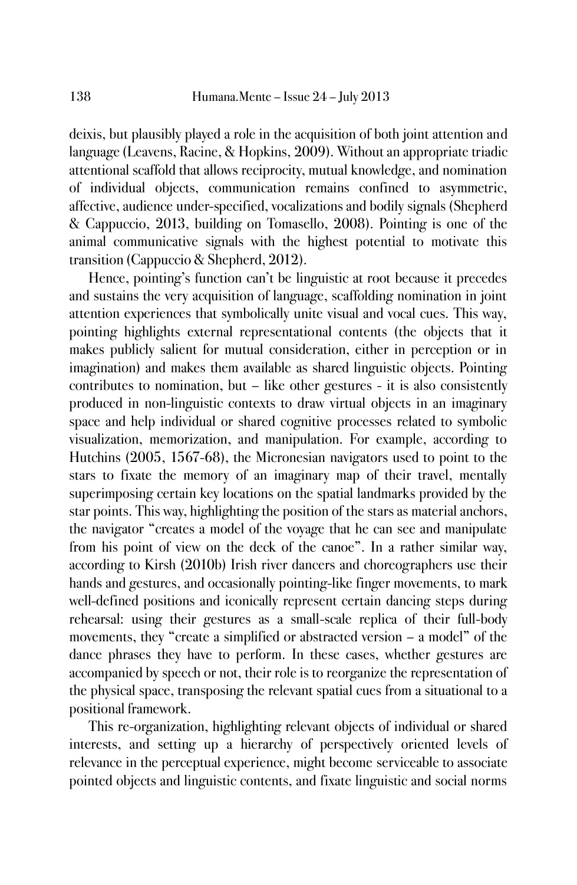deixis, but plausibly played a role in the acquisition of both joint attention and language (Leavens, Racine, & Hopkins, 2009). Without an appropriate triadic attentional scaffold that allows reciprocity, mutual knowledge, and nomination of individual objects, communication remains confined to asymmetric, affective, audience under-specified, vocalizations and bodily signals (Shepherd & Cappuccio, 2013, building on Tomasello, 2008). Pointing is one of the animal communicative signals with the highest potential to motivate this transition (Cappuccio & Shepherd, 2012).

Hence, pointing's function can't be linguistic at root because it precedes and sustains the very acquisition of language, scaffolding nomination in joint attention experiences that symbolically unite visual and vocal cues. This way, pointing highlights external representational contents (the objects that it makes publicly salient for mutual consideration, either in perception or in imagination) and makes them available as shared linguistic objects. Pointing contributes to nomination, but – like other gestures - it is also consistently produced in non-linguistic contexts to draw virtual objects in an imaginary space and help individual or shared cognitive processes related to symbolic visualization, memorization, and manipulation. For example, according to Hutchins (2005, 1567-68), the Micronesian navigators used to point to the stars to fixate the memory of an imaginary map of their travel, mentally superimposing certain key locations on the spatial landmarks provided by the star points. This way, highlighting the position of the stars as material anchors, the navigator "creates a model of the voyage that he can see and manipulate from his point of view on the deck of the canoe". In a rather similar way, according to Kirsh (2010b) Irish river dancers and choreographers use their hands and gestures, and occasionally pointing-like finger movements, to mark well-defined positions and iconically represent certain dancing steps during rehearsal: using their gestures as a small-scale replica of their full-body movements, they "create a simplified or abstracted version – a model" of the dance phrases they have to perform. In these cases, whether gestures are accompanied by speech or not, their role is to reorganize the representation of the physical space, transposing the relevant spatial cues from a situational to a positional framework.

This re-organization, highlighting relevant objects of individual or shared interests, and setting up a hierarchy of perspectively oriented levels of relevance in the perceptual experience, might become serviceable to associate pointed objects and linguistic contents, and fixate linguistic and social norms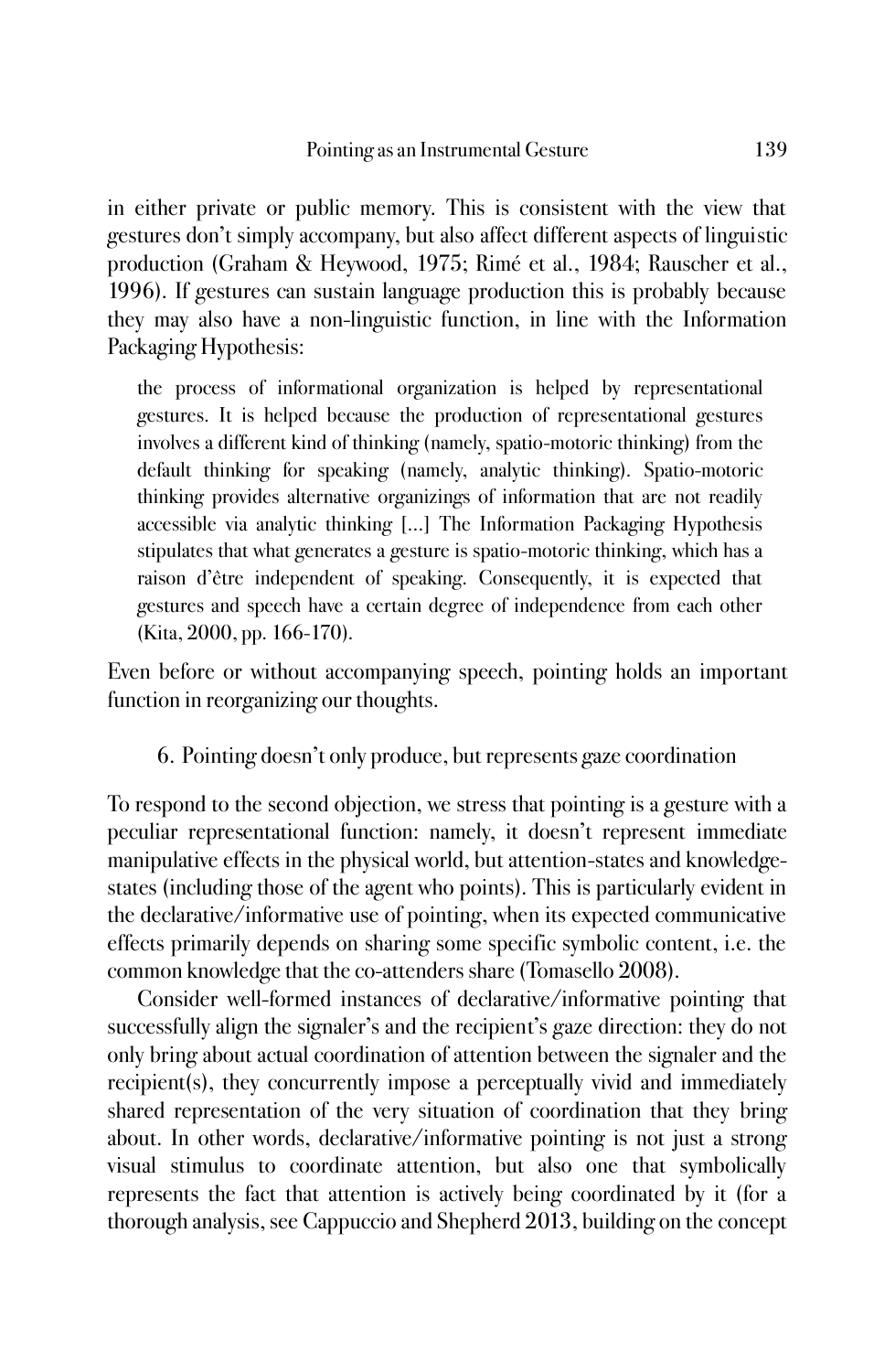in either private or public memory. This is consistent with the view that gestures don't simply accompany, but also affect different aspects of linguistic production (Graham & Heywood, 1975; Rimé et al., 1984; Rauscher et al., 1996). If gestures can sustain language production this is probably because they may also have a non-linguistic function, in line with the Information Packaging Hypothesis:

> the process of informational organization is helped by representational gestures. It is helped because the production of representational gestures involves a different kind of thinking (namely, spatio-motoric thinking) from the default thinking for speaking (namely, analytic thinking). Spatio-motoric thinking provides alternative organizings of information that are not readily accessible via analytic thinking [...] The Information Packaging Hypothesis stipulates that what generates a gesture is spatio-motoric thinking, which has a raison d'être independent of speaking. Consequently, it is expected that gestures and speech have a certain degree of independence from each other (Kita, 2000, pp. 166-170).

Even before or without accompanying speech, pointing holds an important function in reorganizing our thoughts.

## 6. Pointing doesn't only produce, but represents gaze coordination

To respond to the second objection, we stress that pointing is a gesture with a peculiar representational function: namely, it doesn't represent immediate manipulative effects in the physical world, but attention-states and knowledge-states (including those of the agent who points). This is particularly evident in the declarative/informative use of pointing, when its expected communicative effects primarily depends on sharing some specific symbolic content, i.e. the common knowledge that the co-attenders share (Tomasello 2008).

Consider well-formed instances of declarative/informative pointing that successfully align the signaler's and the recipient's gaze direction: they do not only bring about actual coordination of attention between the signaler and the recipient(s), they concurrently impose a perceptually vivid and immediately shared representation of the very situation of coordination that they bring about. In other words, declarative/informative pointing is not just a strong visual stimulus to coordinate attention, but also one that symbolically represents the fact that attention is actively being coordinated by it (for a thorough analysis, see Cappuccio and Shepherd 2013, building on the concept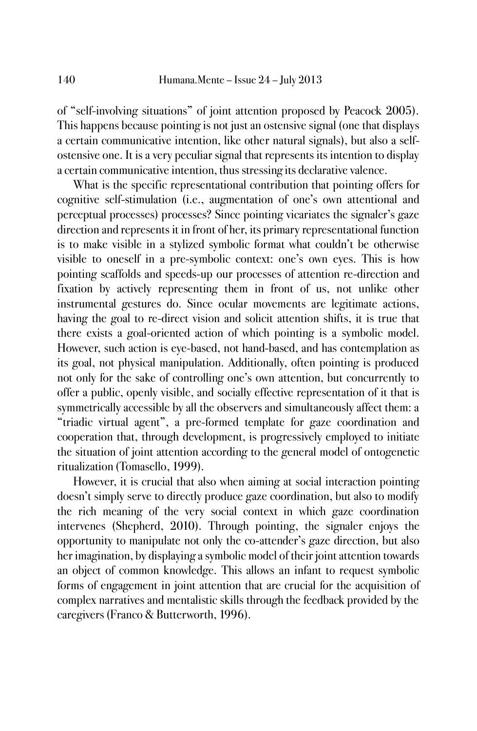of "self-involving situations" of joint attention proposed by Peacock 2005). This happens because pointing is not just an ostensive signal (one that displays a certain communicative intention, like other natural signals), but also a self-ostensive one. It is a very peculiar signal that represents its intention to display a certain communicative intention, thus stressing its declarative valence.

What is the specific representational contribution that pointing offers for cognitive self-stimulation (i.e., augmentation of one's own attentional and perceptual processes) processes? Since pointing vicariates the signaler's gaze direction and represents it in front of her, its primary representational function is to make visible in a stylized symbolic format what couldn't be otherwise visible to oneself in a pre-symbolic context: one's own eyes. This is how pointing scaffolds and speeds-up our processes of attention re-direction and fixation by actively representing them in front of us, not unlike other instrumental gestures do. Since ocular movements are legitimate actions, having the goal to re-direct vision and solicit attention shifts, it is true that there exists a goal-oriented action of which pointing is a symbolic model. However, such action is eye-based, not hand-based, and has contemplation as its goal, not physical manipulation. Additionally, often pointing is produced not only for the sake of controlling one's own attention, but concurrently to offer a public, openly visible, and socially effective representation of it that is symmetrically accessible by all the observers and simultaneously affect them: a "triadic virtual agent", a pre-formed template for gaze coordination and cooperation that, through development, is progressively employed to initiate the situation of joint attention according to the general model of ontogenetic ritualization (Tomasello, 1999).

However, it is crucial that also when aiming at social interaction pointing doesn't simply serve to directly produce gaze coordination, but also to modify the rich meaning of the very social context in which gaze coordination intervenes (Shepherd, 2010). Through pointing, the signaler enjoys the opportunity to manipulate not only the co-attender's gaze direction, but also her imagination, by displaying a symbolic model of their joint attention towards an object of common knowledge. This allows an infant to request symbolic forms of engagement in joint attention that are crucial for the acquisition of complex narratives and mentalistic skills through the feedback provided by the caregivers (Franco & Butterworth, 1996).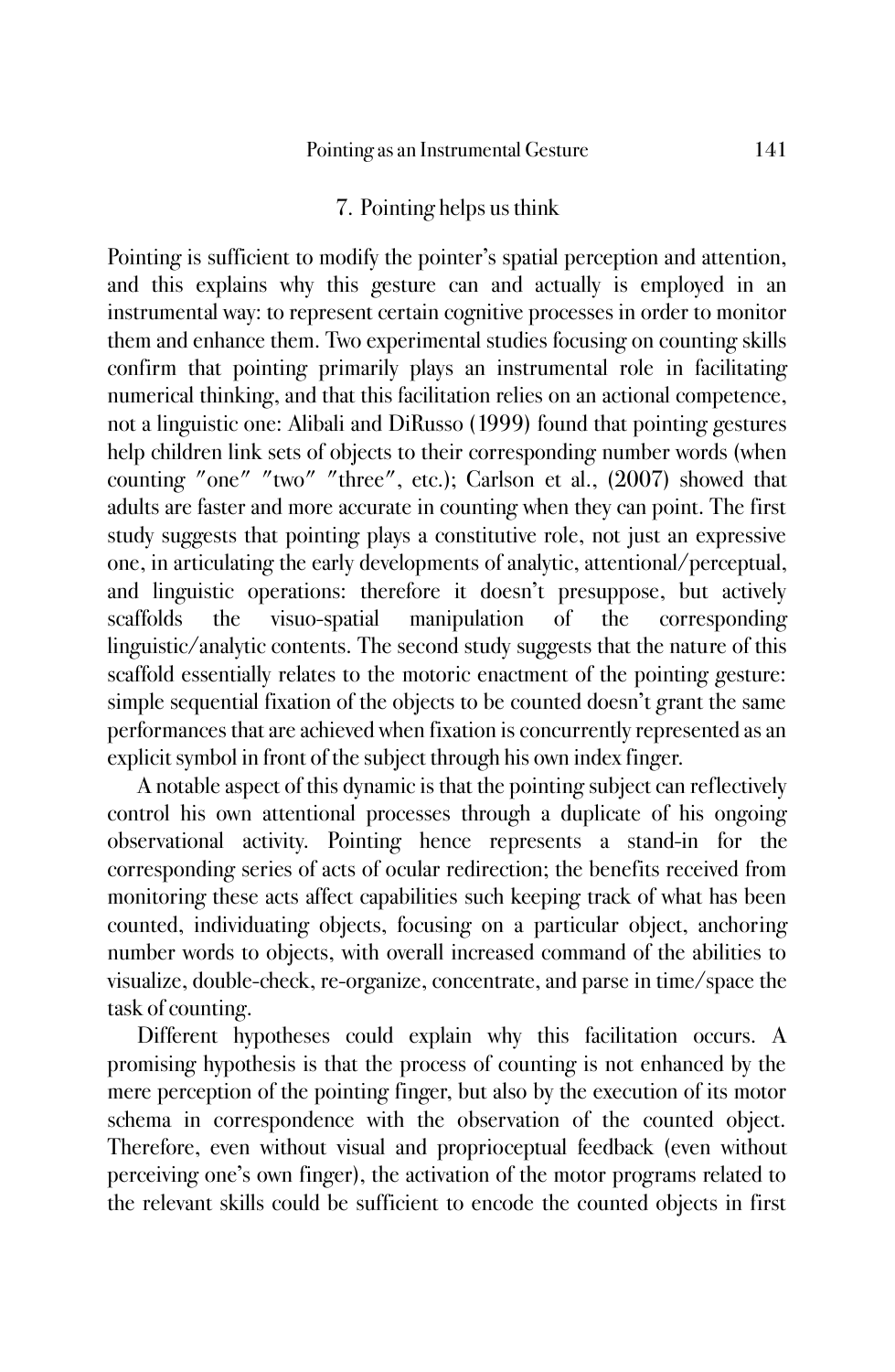## 7. Pointing helps us think

Pointing is sufficient to modify the pointer's spatial perception and attention, and this explains why this gesture can and actually is employed in an instrumental way: to represent certain cognitive processes in order to monitor them and enhance them. Two experimental studies focusing on counting skills confirm that pointing primarily plays an instrumental role in facilitating numerical thinking, and that this facilitation relies on an actional competence, not a linguistic one: Alibali and DiRusso (1999) found that pointing gestures help children link sets of objects to their corresponding number words (when counting "one" "two" "three", etc.); Carlson et al., (2007) showed that adults are faster and more accurate in counting when they can point. The first study suggests that pointing plays a constitutive role, not just an expressive one, in articulating the early developments of analytic, attentional/perceptual, and linguistic operations: therefore it doesn't presuppose, but actively scaffolds the visuo-spatial manipulation of the corresponding linguistic/analytic contents. The second study suggests that the nature of this scaffold essentially relates to the motoric enactment of the pointing gesture: simple sequential fixation of the objects to be counted doesn't grant the same performances that are achieved when fixation is concurrently represented as an explicit symbol in front of the subject through his own index finger.

A notable aspect of this dynamic is that the pointing subject can reflectively control his own attentional processes through a duplicate of his ongoing observational activity. Pointing hence represents a stand-in for the corresponding series of acts of ocular redirection; the benefits received from monitoring these acts affect capabilities such keeping track of what has been counted, individuating objects, focusing on a particular object, anchoring number words to objects, with overall increased command of the abilities to visualize, double-check, re-organize, concentrate, and parse in time/space the task of counting.

Different hypotheses could explain why this facilitation occurs. A promising hypothesis is that the process of counting is not enhanced by the mere perception of the pointing finger, but also by the execution of its motor schema in correspondence with the observation of the counted object. Therefore, even without visual and proprioceptual feedback (even without perceiving one's own finger), the activation of the motor programs related to the relevant skills could be sufficient to encode the counted objects in first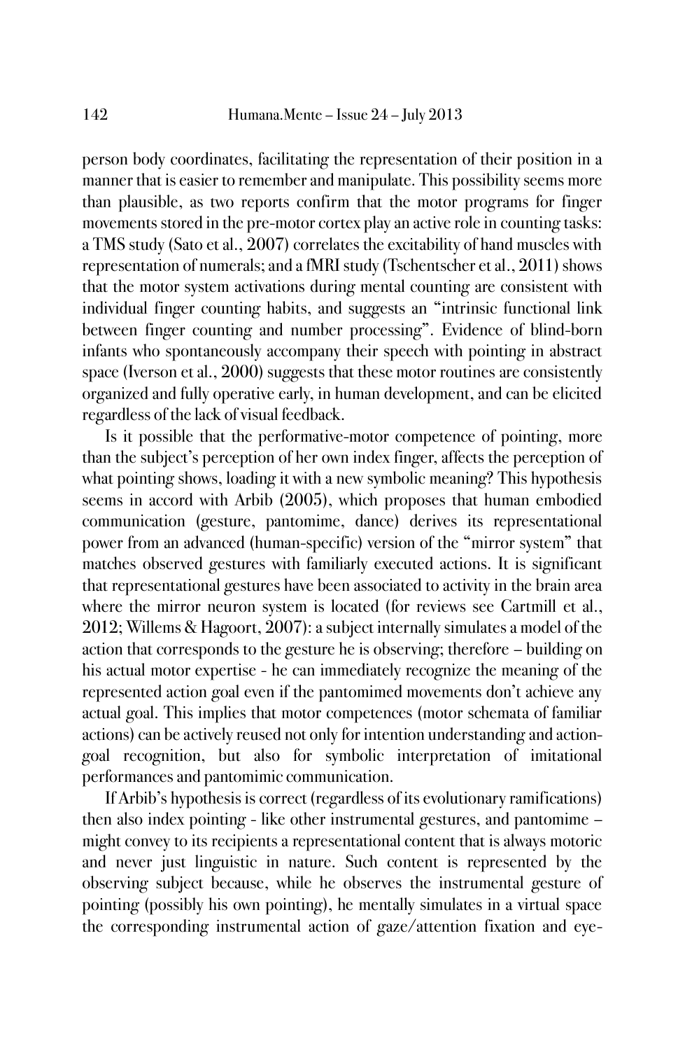person body coordinates, facilitating the representation of their position in a manner that is easier to remember and manipulate. This possibility seems more than plausible, as two reports confirm that the motor programs for finger movements stored in the pre-motor cortex play an active role in counting tasks: a TMS study (Sato et al., 2007) correlates the excitability of hand muscles with representation of numerals; and a fMRI study (Tschentscher et al., 2011) shows that the motor system activations during mental counting are consistent with individual finger counting habits, and suggests an "intrinsic functional link between finger counting and number processing". Evidence of blind-born infants who spontaneously accompany their speech with pointing in abstract space (Iverson et al., 2000) suggests that these motor routines are consistently organized and fully operative early, in human development, and can be elicited regardless of the lack of visual feedback.

Is it possible that the performative-motor competence of pointing, more than the subject's perception of her own index finger, affects the perception of what pointing shows, loading it with a new symbolic meaning? This hypothesis seems in accord with Arbib (2005), which proposes that human embodied communication (gesture, pantomime, dance) derives its representational power from an advanced (human-specific) version of the "mirror system" that matches observed gestures with familiarly executed actions. It is significant that representational gestures have been associated to activity in the brain area where the mirror neuron system is located (for reviews see Cartmill et al., 2012; Willems & Hagoort, 2007): a subject internally simulates a model of the action that corresponds to the gesture he is observing; therefore – building on his actual motor expertise - he can immediately recognize the meaning of the represented action goal even if the pantomimed movements don't achieve any actual goal. This implies that motor competences (motor schemata of familiar actions) can be actively reused not only for intention understanding and action-goal recognition, but also for symbolic interpretation of imitational performances and pantomimic communication.

If Arbib's hypothesis is correct (regardless of its evolutionary ramifications) then also index pointing - like other instrumental gestures, and pantomime – might convey to its recipients a representational content that is always motoric and never just linguistic in nature. Such content is represented by the observing subject because, while he observes the instrumental gesture of pointing (possibly his own pointing), he mentally simulates in a virtual space the corresponding instrumental action of gaze/attention fixation and eye-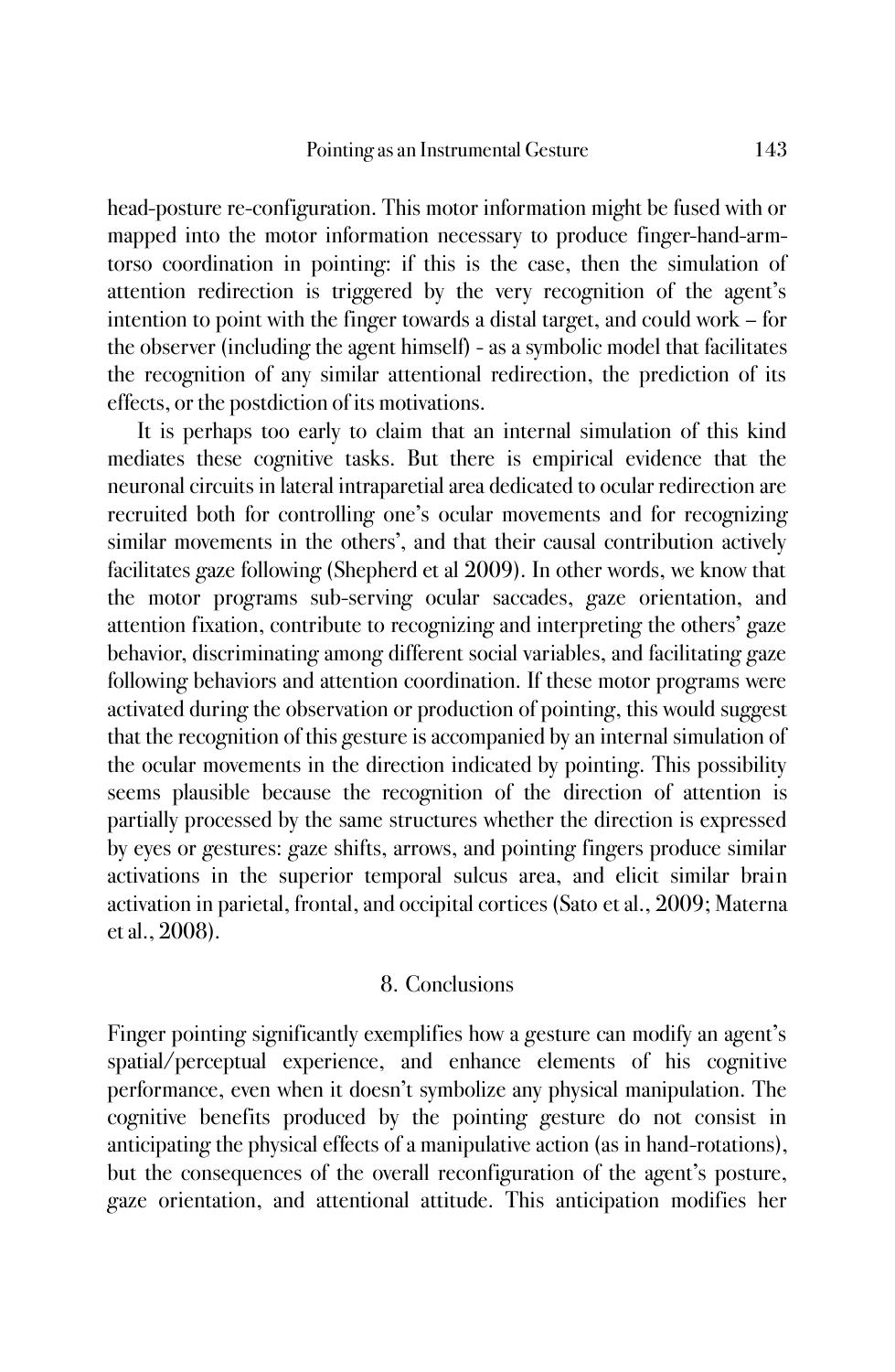head-posture re-configuration. This motor information might be fused with or mapped into the motor information necessary to produce finger-hand-arm-torso coordination in pointing: if this is the case, then the simulation of attention redirection is triggered by the very recognition of the agent's intention to point with the finger towards a distal target, and could work – for the observer (including the agent himself) - as a symbolic model that facilitates the recognition of any similar attentional redirection, the prediction of its effects, or the postdiction of its motivations.

It is perhaps too early to claim that an internal simulation of this kind mediates these cognitive tasks. But there is empirical evidence that the neuronal circuits in lateral intraparetial area dedicated to ocular redirection are recruited both for controlling one's ocular movements and for recognizing similar movements in the others', and that their causal contribution actively facilitates gaze following (Shepherd et al 2009). In other words, we know that the motor programs sub-serving ocular saccades, gaze orientation, and attention fixation, contribute to recognizing and interpreting the others' gaze behavior, discriminating among different social variables, and facilitating gaze following behaviors and attention coordination. If these motor programs were activated during the observation or production of pointing, this would suggest that the recognition of this gesture is accompanied by an internal simulation of the ocular movements in the direction indicated by pointing. This possibility seems plausible because the recognition of the direction of attention is partially processed by the same structures whether the direction is expressed by eyes or gestures: gaze shifts, arrows, and pointing fingers produce similar activations in the superior temporal sulcus area, and elicit similar brain activation in parietal, frontal, and occipital cortices (Sato et al., 2009; Materna et al., 2008).

## 8. Conclusions

Finger pointing significantly exemplifies how a gesture can modify an agent's spatial/perceptual experience, and enhance elements of his cognitive performance, even when it doesn't symbolize any physical manipulation. The cognitive benefits produced by the pointing gesture do not consist in anticipating the physical effects of a manipulative action (as in hand-rotations), but the consequences of the overall reconfiguration of the agent's posture, gaze orientation, and attentional attitude. This anticipation modifies her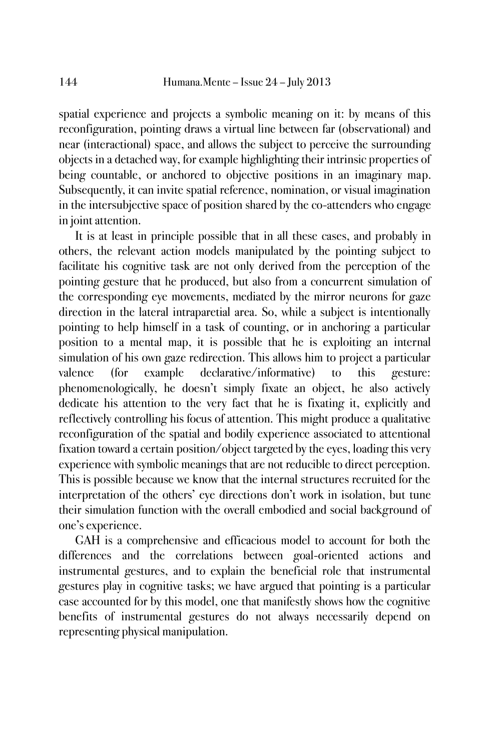spatial experience and projects a symbolic meaning on it: by means of this reconfiguration, pointing draws a virtual line between far (observational) and near (interactional) space, and allows the subject to perceive the surrounding objects in a detached way, for example highlighting their intrinsic properties of being countable, or anchored to objective positions in an imaginary map. Subsequently, it can invite spatial reference, nomination, or visual imagination in the intersubjective space of position shared by the co-attenders who engage in joint attention.

It is at least in principle possible that in all these cases, and probably in others, the relevant action models manipulated by the pointing subject to facilitate his cognitive task are not only derived from the perception of the pointing gesture that he produced, but also from a concurrent simulation of the corresponding eye movements, mediated by the mirror neurons for gaze direction in the lateral intraparetial area. So, while a subject is intentionally pointing to help himself in a task of counting, or in anchoring a particular position to a mental map, it is possible that he is exploiting an internal simulation of his own gaze redirection. This allows him to project a particular valence (for example declarative/informative) to this gesture: phenomenologically, he doesn't simply fixate an object, he also actively dedicate his attention to the very fact that he is fixating it, explicitly and reflectively controlling his focus of attention. This might produce a qualitative reconfiguration of the spatial and bodily experience associated to attentional fixation toward a certain position/object targeted by the eyes, loading this very experience with symbolic meanings that are not reducible to direct perception. This is possible because we know that the internal structures recruited for the interpretation of the others' eye directions don't work in isolation, but tune their simulation function with the overall embodied and social background of one's experience.

GAH is a comprehensive and efficacious model to account for both the differences and the correlations between goal-oriented actions and instrumental gestures, and to explain the beneficial role that instrumental gestures play in cognitive tasks; we have argued that pointing is a particular case accounted for by this model, one that manifestly shows how the cognitive benefits of instrumental gestures do not always necessarily depend on representing physical manipulation.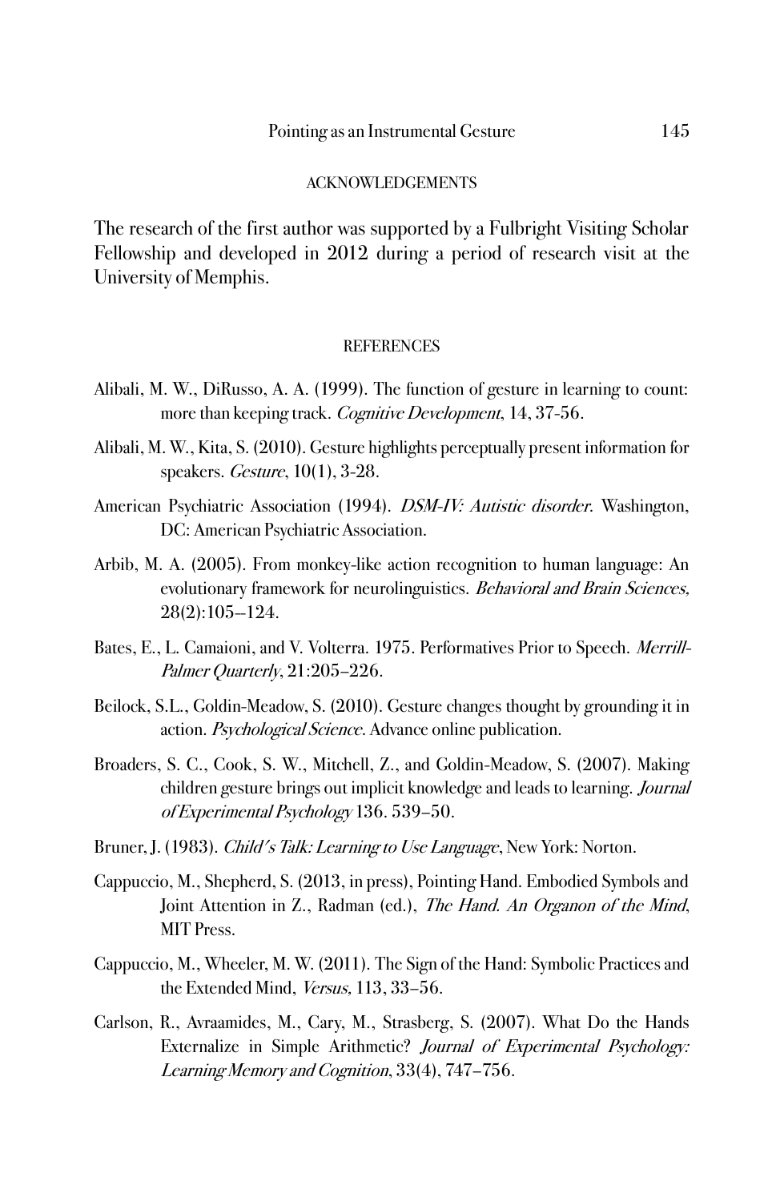## ACKNOWLEDGEMENTS

The research of the first author was supported by a Fulbright Visiting Scholar Fellowship and developed in 2012 during a period of research visit at the University of Memphis.

## REFERENCES

Alibali, M. W., DiRusso, A. A. (1999). The function of gesture in learning to count: more than keeping track. *Cognitive Development*, 14, 37-56.

Alibali, M. W., Kita, S. (2010). Gesture highlights perceptually present information for speakers. *Gesture*, 10(1), 3-28.

American Psychiatric Association (1994). *DSM-IV: Autistic disorder*. Washington, DC: American Psychiatric Association.

Arbib, M. A. (2005). From monkey-like action recognition to human language: An evolutionary framework for neurolinguistics. *Behavioral and Brain Sciences,* 28(2):105–124.

Bates, E., L. Camaioni, and V. Volterra. 1975. Performatives Prior to Speech. *Merrill-Palmer Quarterly*, 21:205–226.

Beilock, S.L., Goldin-Meadow, S. (2010). Gesture changes thought by grounding it in action. *Psychological Science*. Advance online publication.

Broaders, S. C., Cook, S. W., Mitchell, Z., and Goldin-Meadow, S. (2007). Making children gesture brings out implicit knowledge and leads to learning. *Journal of Experimental Psychology* 136. 539–50.

Bruner, J. (1983). *Child's Talk: Learning to Use Language*, New York: Norton.

Cappuccio, M., Shepherd, S. (2013, in press), Pointing Hand. Embodied Symbols and Joint Attention in Z., Radman (ed.), *The Hand. An Organon of the Mind*, MIT Press.

Cappuccio, M., Wheeler, M. W. (2011). The Sign of the Hand: Symbolic Practices and the Extended Mind, *Versus,* 113, 33–56.

Carlson, R., Avraamides, M., Cary, M., Strasberg, S. (2007). What Do the Hands Externalize in Simple Arithmetic? *Journal of Experimental Psychology: Learning Memory and Cognition*, 33(4), 747–756.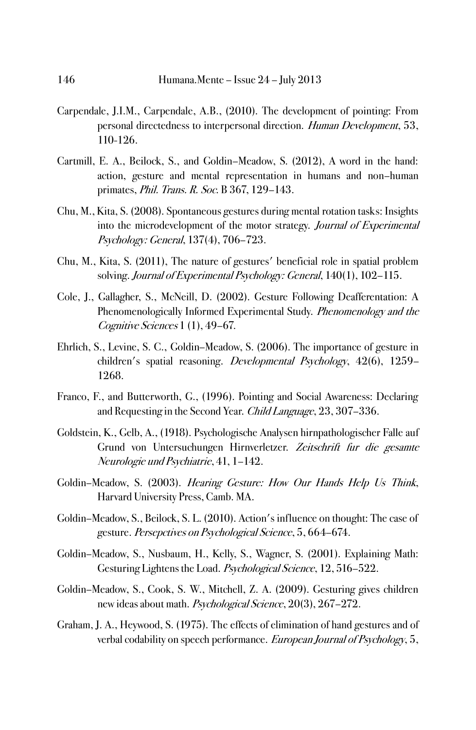Carpendale, J.I.M., Carpendale, A.B., (2010). The development of pointing: From personal directedness to interpersonal direction. *Human Development*, 53, 110-126.

Cartmill, E. A., Beilock, S., and Goldin–Meadow, S. (2012), A word in the hand: action, gesture and mental representation in humans and non–human primates, *Phil. Trans. R. Soc.* B 367, 129–143.

Chu, M., Kita, S. (2008). Spontaneous gestures during mental rotation tasks: Insights into the microdevelopment of the motor strategy. *Journal of Experimental Psychology: General*, 137(4), 706–723.

Chu, M., Kita, S. (2011), The nature of gestures' beneficial role in spatial problem solving. *Journal of Experimental Psychology: General*, 140(1), 102–115.

Cole, J., Gallagher, S., McNeill, D. (2002). Gesture Following Deafferentation: A Phenomenologically Informed Experimental Study. *Phenomenology and the Cognitive Sciences* 1 (1), 49–67.

Ehrlich, S., Levine, S. C., Goldin–Meadow, S. (2006). The importance of gesture in children's spatial reasoning. *Developmental Psychology*, 42(6), 1259–1268.

Franco, F., and Butterworth, G., (1996). Pointing and Social Awareness: Declaring and Requesting in the Second Year. *Child Language*, 23, 307–336.

Goldstein, K., Gelb, A., (1918). Psychologische Analysen hirnpathologischer Falle auf Grund von Untersuchungen Hirnverletzer. *Zeitschrift fur die gesamte Neurologie und Psychiatrie*, 41, 1–142.

Goldin–Meadow, S. (2003). *Hearing Gesture: How Our Hands Help Us Think*, Harvard University Press, Camb. MA.

Goldin–Meadow, S., Beilock, S. L. (2010). Action's influence on thought: The case of gesture. *Persepctives on Psychological Science*, 5, 664–674.

Goldin–Meadow, S., Nusbaum, H., Kelly, S., Wagner, S. (2001). Explaining Math: Gesturing Lightens the Load. *Psychological Science*, 12, 516–522.

Goldin–Meadow, S., Cook, S. W., Mitchell, Z. A. (2009). Gesturing gives children new ideas about math. *Psychological Science*, 20(3), 267–272.

Graham, J. A., Heywood, S. (1975). The effects of elimination of hand gestures and of verbal codability on speech performance. *European Journal of Psychology*, 5,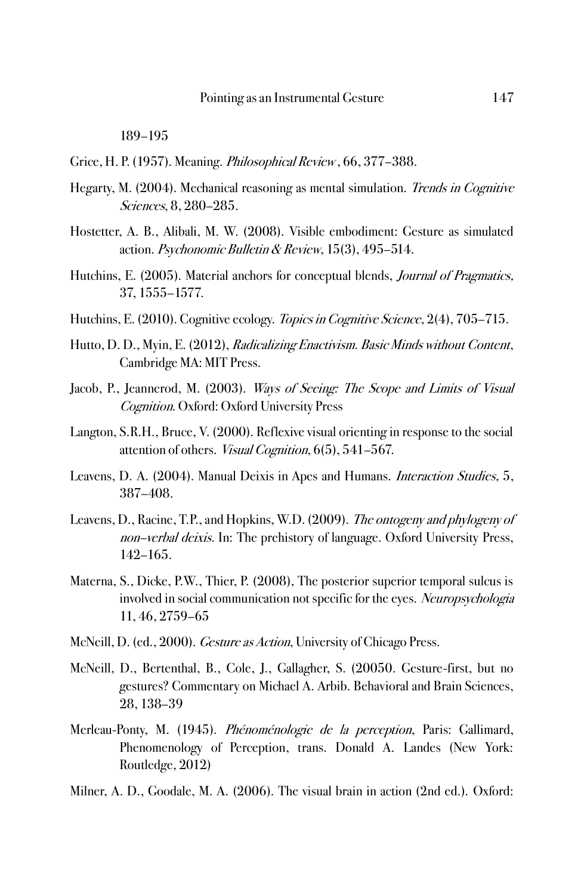189–195

Grice, H. P. (1957). Meaning. *Philosophical Review*, 66, 377–388.

Hegarty, M. (2004). Mechanical reasoning as mental simulation. *Trends in Cognitive Sciences*, 8, 280–285.

Hostetter, A. B., Alibali, M. W. (2008). Visible embodiment: Gesture as simulated action. *Psychonomic Bulletin & Review*, 15(3), 495–514.

Hutchins, E. (2005). Material anchors for conceptual blends, *Journal of Pragmatics*, 37, 1555–1577.

Hutchins, E. (2010). Cognitive ecology. *Topics in Cognitive Science*, 2(4), 705–715.

Hutto, D. D., Myin, E. (2012), *Radicalizing Enactivism. Basic Minds without Content*, Cambridge MA: MIT Press.

Jacob, P., Jeannerod, M. (2003). *Ways of Seeing: The Scope and Limits of Visual Cognition*. Oxford: Oxford University Press

Langton, S.R.H., Bruce, V. (2000). Reflexive visual orienting in response to the social attention of others. *Visual Cognition*, 6(5), 541–567.

Leavens, D. A. (2004). Manual Deixis in Apes and Humans. *Interaction Studies*, 5, 387–408.

Leavens, D., Racine, T.P., and Hopkins, W.D. (2009). *The ontogeny and phylogeny of non-verbal deixis*. In: The prehistory of language. Oxford University Press, 142–165.

Materna, S., Dicke, P.W., Thier, P. (2008), The posterior superior temporal sulcus is involved in social communication not specific for the eyes. *Neuropsychologia* 11, 46, 2759–65

McNeill, D. (ed., 2000). *Gesture as Action*, University of Chicago Press.

McNeill, D., Bertenthal, B., Cole, J., Gallagher, S. (20050. Gesture-first, but no gestures? Commentary on Michael A. Arbib. Behavioral and Brain Sciences, 28, 138–39

Merleau-Ponty, M. (1945). *Phénoménologie de la perception*, Paris: Gallimard, Phenomenology of Perception, trans. Donald A. Landes (New York: Routledge, 2012)

Milner, A. D., Goodale, M. A. (2006). The visual brain in action (2nd ed.). Oxford: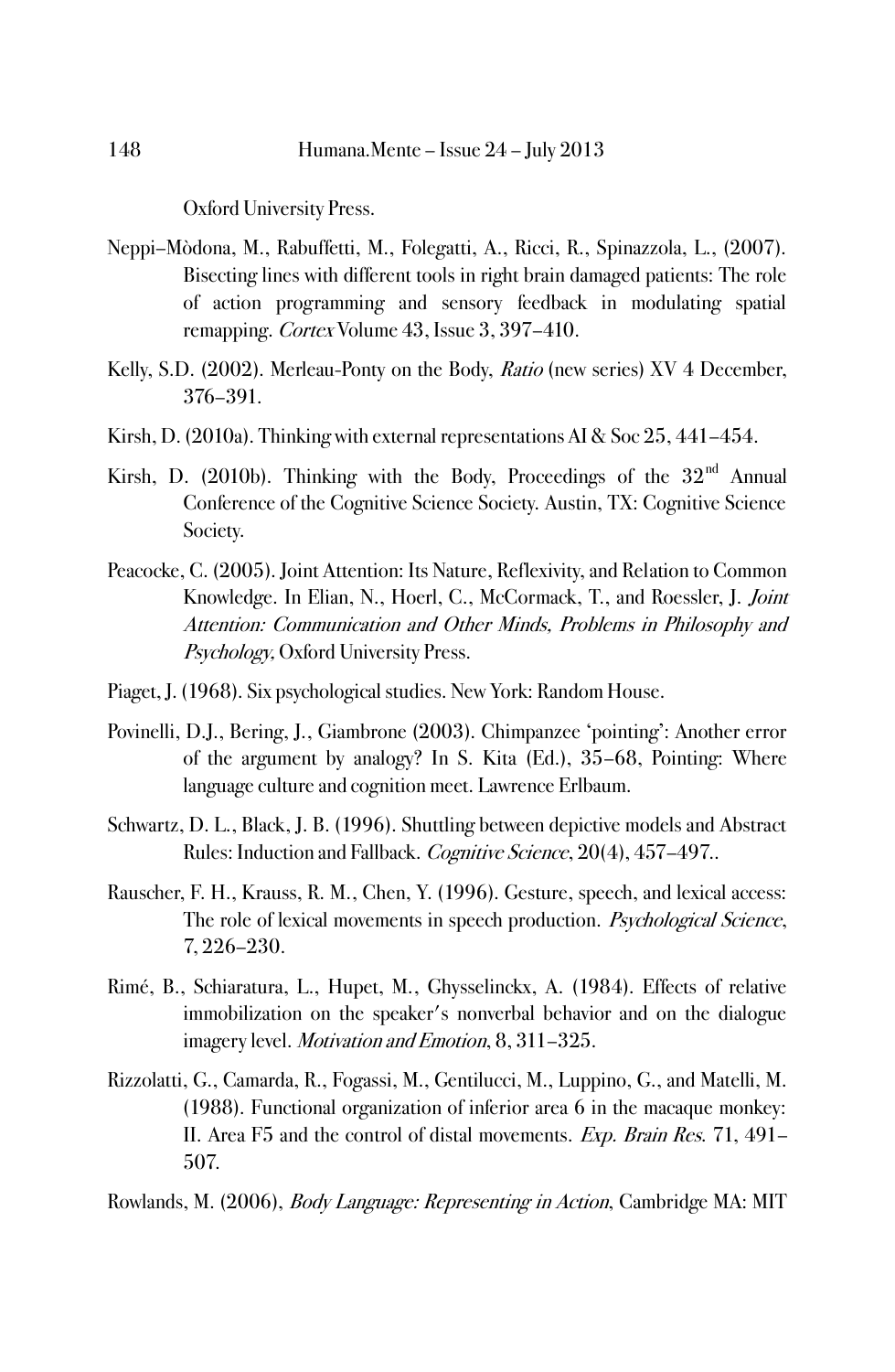Oxford University Press.

Neppi–Mòdona, M., Rabuffetti, M., Folegatti, A., Ricci, R., Spinazzola, L., (2007). Bisecting lines with different tools in right brain damaged patients: The role of action programming and sensory feedback in modulating spatial remapping. *Cortex* Volume 43, Issue 3, 397–410.

Kelly, S.D. (2002). Merleau-Ponty on the Body, *Ratio* (new series) XV 4 December, 376–391.

Kirsh, D. (2010a). Thinking with external representations AI & Soc 25, 441–454.

Kirsh, D. (2010b). Thinking with the Body, Proceedings of the 32nd Annual Conference of the Cognitive Science Society. Austin, TX: Cognitive Science Society.

Peacocke, C. (2005). Joint Attention: Its Nature, Reflexivity, and Relation to Common Knowledge. In Elian, N., Hoerl, C., McCormack, T., and Roessler, J. *Joint Attention: Communication and Other Minds, Problems in Philosophy and Psychology*, Oxford University Press.

Piaget, J. (1968). Six psychological studies. New York: Random House.

Povinelli, D.J., Bering, J., Giambrone (2003). Chimpanzee 'pointing': Another error of the argument by analogy? In S. Kita (Ed.), 35–68, Pointing: Where language culture and cognition meet. Lawrence Erlbaum.

Schwartz, D. L., Black, J. B. (1996). Shuttling between depictive models and Abstract Rules: Induction and Fallback. *Cognitive Science*, 20(4), 457–497..

Rauscher, F. H., Krauss, R. M., Chen, Y. (1996). Gesture, speech, and lexical access: The role of lexical movements in speech production. *Psychological Science*, 7, 226–230.

Rimé, B., Schiaratura, L., Hupet, M., Ghysselinckx, A. (1984). Effects of relative immobilization on the speaker's nonverbal behavior and on the dialogue imagery level. *Motivation and Emotion*, 8, 311–325.

Rizzolatti, G., Camarda, R., Fogassi, M., Gentilucci, M., Luppino, G., and Matelli, M. (1988). Functional organization of inferior area 6 in the macaque monkey: II. Area F5 and the control of distal movements. *Exp. Brain Res.* 71, 491–507.

Rowlands, M. (2006), *Body Language: Representing in Action*, Cambridge MA: MIT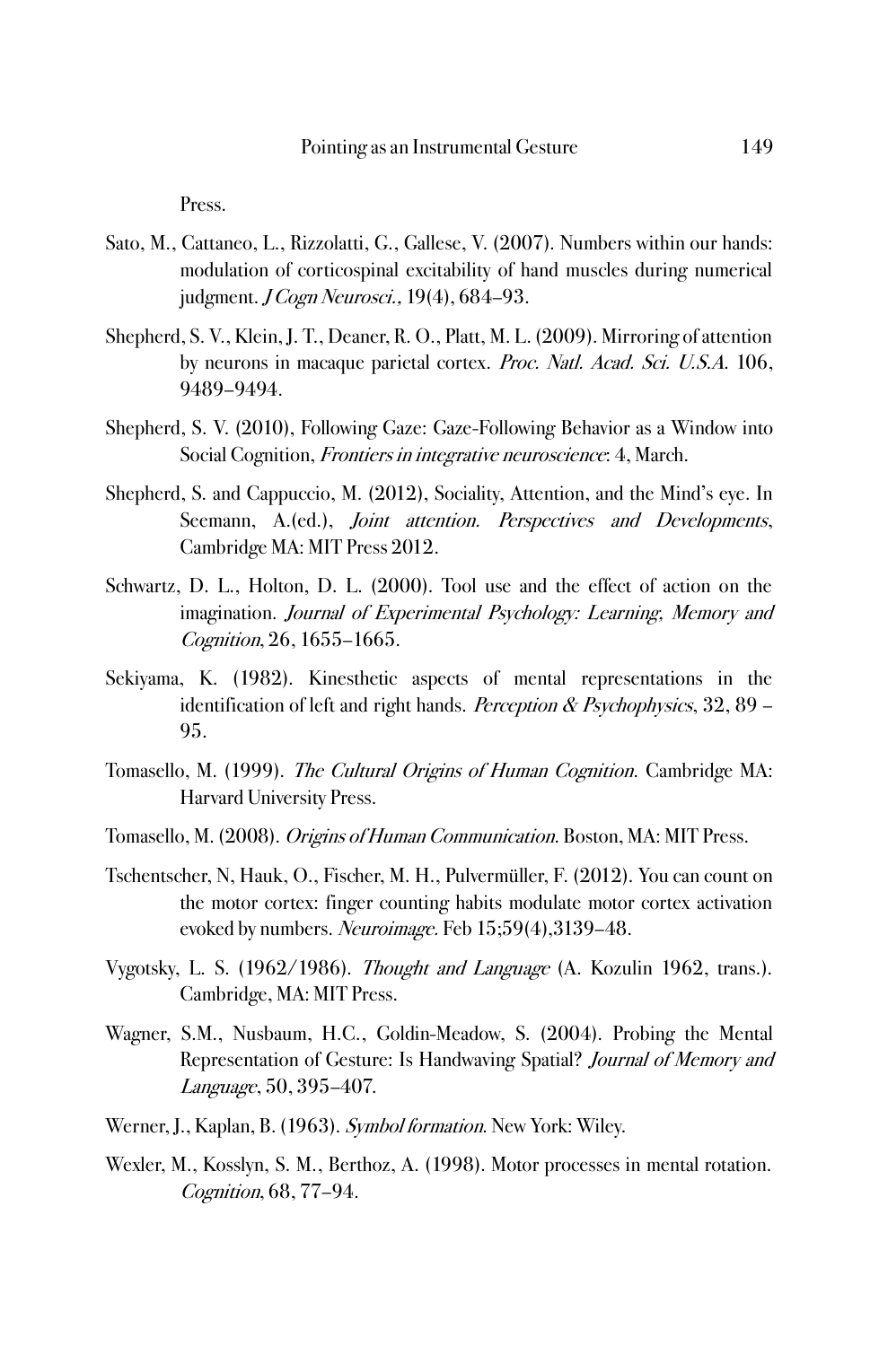Press.

Sato, M., Cattaneo, L., Rizzolatti, G., Gallese, V. (2007). Numbers within our hands: modulation of corticospinal excitability of hand muscles during numerical judgment. *J Cogn Neurosci.*, 19(4), 684–93.

Shepherd, S. V., Klein, J. T., Deaner, R. O., Platt, M. L. (2009). Mirroring of attention by neurons in macaque parietal cortex. *Proc. Natl. Acad. Sci. U.S.A.* 106, 9489–9494.

Shepherd, S. V. (2010), Following Gaze: Gaze-Following Behavior as a Window into Social Cognition, *Frontiers in integrative neuroscience*: 4, March.

Shepherd, S. and Cappuccio, M. (2012), Sociality, Attention, and the Mind's eye. In Seemann, A.(ed.), *Joint attention. Perspectives and Developments*, Cambridge MA: MIT Press 2012.

Schwartz, D. L., Holton, D. L. (2000). Tool use and the effect of action on the imagination. *Journal of Experimental Psychology: Learning, Memory and Cognition*, 26, 1655–1665.

Sekiyama, K. (1982). Kinesthetic aspects of mental representations in the identification of left and right hands. *Perception & Psychophysics*, 32, 89 – 95.

Tomasello, M. (1999). *The Cultural Origins of Human Cognition*. Cambridge MA: Harvard University Press.

Tomasello, M. (2008). *Origins of Human Communication*. Boston, MA: MIT Press.

Tschentscher, N, Hauk, O., Fischer, M. H., Pulvermüller, F. (2012). You can count on the motor cortex: finger counting habits modulate motor cortex activation evoked by numbers. *Neuroimage*. Feb 15;59(4),3139–48.

Vygotsky, L. S. (1962/1986). *Thought and Language* (A. Kozulin 1962, trans.). Cambridge, MA: MIT Press.

Wagner, S.M., Nusbaum, H.C., Goldin-Meadow, S. (2004). Probing the Mental Representation of Gesture: Is Handwaving Spatial? *Journal of Memory and Language*, 50, 395–407.

Werner, J., Kaplan, B. (1963). *Symbol formation*. New York: Wiley.

Wexler, M., Kosslyn, S. M., Berthoz, A. (1998). Motor processes in mental rotation. *Cognition*, 68, 77–94.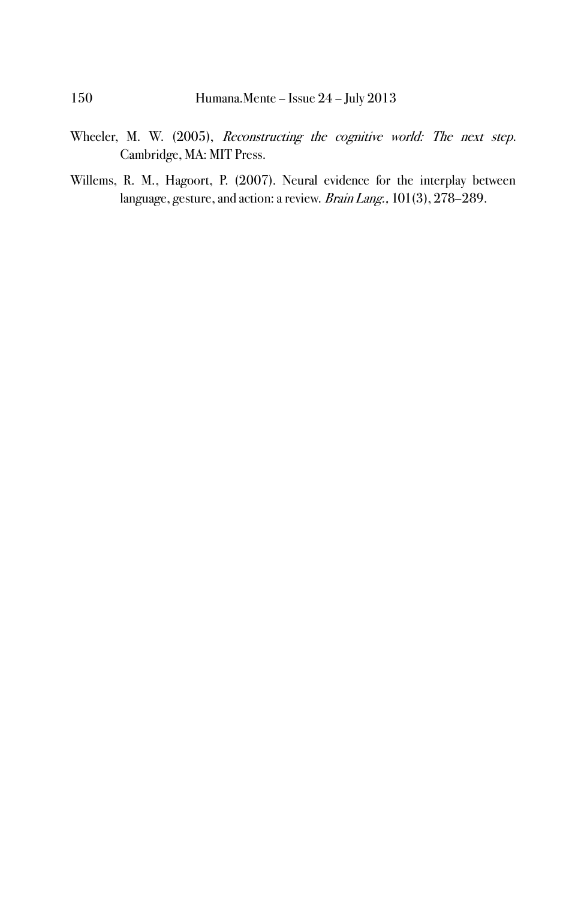Wheeler, M. W. (2005), *Reconstructing the cognitive world: The next step*. Cambridge, MA: MIT Press.

Willems, R. M., Hagoort, P. (2007). Neural evidence for the interplay between language, gesture, and action: a review. *Brain Lang.*, 101(3), 278–289.